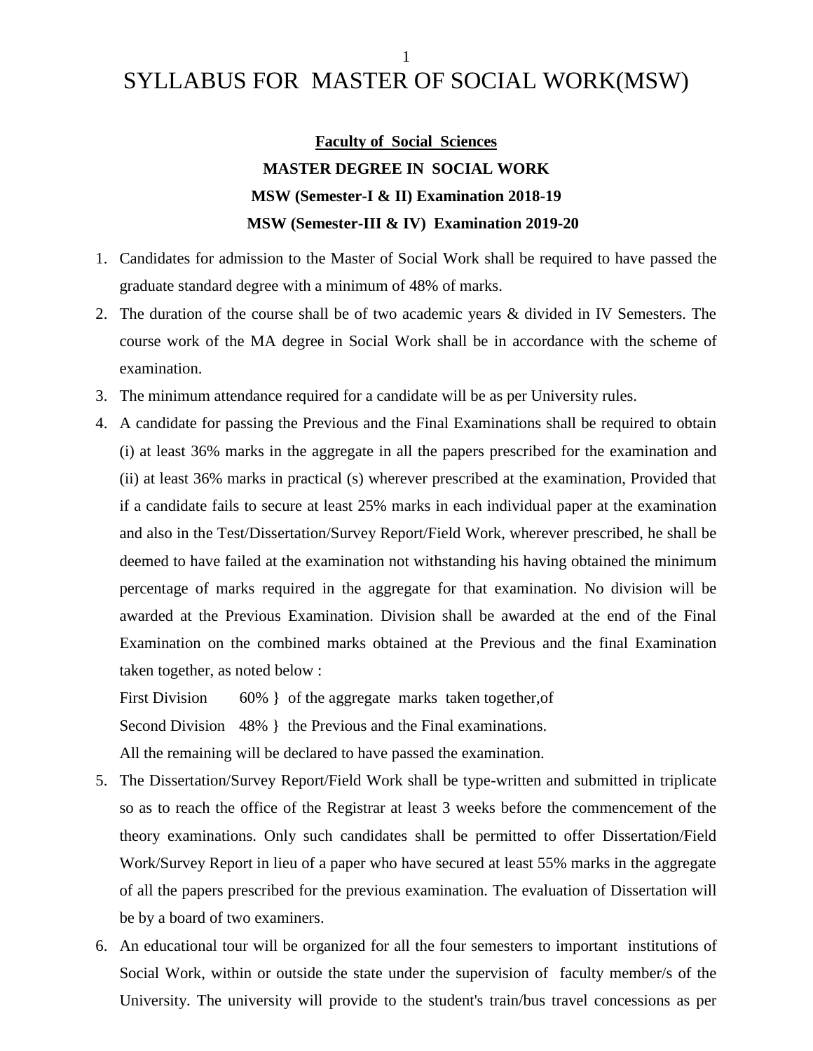# SYLLABUS FOR MASTER OF SOCIAL WORK(MSW)

**Faculty of Social Sciences**

**MASTER DEGREE IN SOCIAL WORK**

**MSW (Semester-I & II) Examination 2018-19**

**MSW (Semester-III & IV) Examination 2019-20**

1. Candidates for admission to the Master of Social Work shall be required to have passed the graduate standard degree with a minimum of 48% of marks.
2. The duration of the course shall be of two academic years & divided in IV Semesters. The course work of the MA degree in Social Work shall be in accordance with the scheme of examination.
3. The minimum attendance required for a candidate will be as per University rules.
4. A candidate for passing the Previous and the Final Examinations shall be required to obtain (i) at least 36% marks in the aggregate in all the papers prescribed for the examination and (ii) at least 36% marks in practical (s) wherever prescribed at the examination, Provided that if a candidate fails to secure at least 25% marks in each individual paper at the examination and also in the Test/Dissertation/Survey Report/Field Work, wherever prescribed, he shall be deemed to have failed at the examination not withstanding his having obtained the minimum percentage of marks required in the aggregate for that examination. No division will be awarded at the Previous Examination. Division shall be awarded at the end of the Final Examination on the combined marks obtained at the Previous and the final Examination taken together, as noted below :

   First Division 60% } of the aggregate marks taken together,of
   Second Division 48% } the Previous and the Final examinations.

   All the remaining will be declared to have passed the examination.
5. The Dissertation/Survey Report/Field Work shall be type-written and submitted in triplicate so as to reach the office of the Registrar at least 3 weeks before the commencement of the theory examinations. Only such candidates shall be permitted to offer Dissertation/Field Work/Survey Report in lieu of a paper who have secured at least 55% marks in the aggregate of all the papers prescribed for the previous examination. The evaluation of Dissertation will be by a board of two examiners.
6. An educational tour will be organized for all the four semesters to important institutions of Social Work, within or outside the state under the supervision of faculty member/s of the University. The university will provide to the student's train/bus travel concessions as per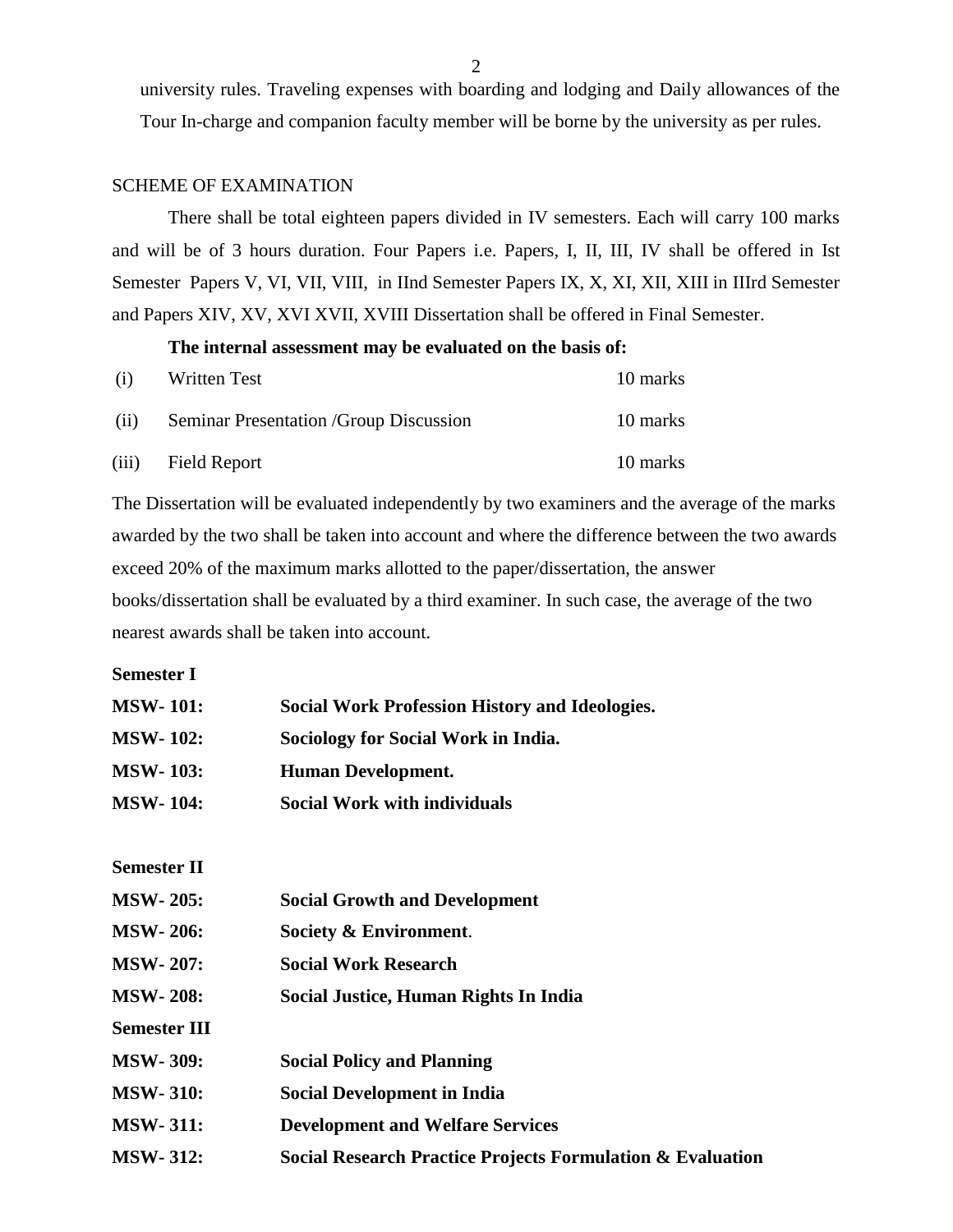university rules. Traveling expenses with boarding and lodging and Daily allowances of the Tour In-charge and companion faculty member will be borne by the university as per rules.

## SCHEME OF EXAMINATION

There shall be total eighteen papers divided in IV semesters. Each will carry 100 marks and will be of 3 hours duration. Four Papers i.e. Papers, I, II, III, IV shall be offered in Ist Semester Papers V, VI, VII, VIII, in IInd Semester Papers IX, X, XI, XII, XIII in IIIrd Semester and Papers XIV, XV, XVI XVII, XVIII Dissertation shall be offered in Final Semester.

**The internal assessment may be evaluated on the basis of:**

| | | |
|---|---|---|
| (i) | Written Test | 10 marks |
| (ii) | Seminar Presentation /Group Discussion | 10 marks |
| (iii) | Field Report | 10 marks |

The Dissertation will be evaluated independently by two examiners and the average of the marks awarded by the two shall be taken into account and where the difference between the two awards exceed 20% of the maximum marks allotted to the paper/dissertation, the answer books/dissertation shall be evaluated by a third examiner. In such case, the average of the two nearest awards shall be taken into account.

**Semester I**

| | |
|---|---|
| **MSW- 101:** | **Social Work Profession History and Ideologies.** |
| **MSW- 102:** | **Sociology for Social Work in India.** |
| **MSW- 103:** | **Human Development.** |
| **MSW- 104:** | **Social Work with individuals** |

**Semester II**

| | |
|---|---|
| **MSW- 205:** | **Social Growth and Development** |
| **MSW- 206:** | **Society & Environment**. |
| **MSW- 207:** | **Social Work Research** |
| **MSW- 208:** | **Social Justice, Human Rights In India** |

**Semester III**

| | |
|---|---|
| **MSW- 309:** | **Social Policy and Planning** |
| **MSW- 310:** | **Social Development in India** |
| **MSW- 311:** | **Development and Welfare Services** |
| **MSW- 312:** | **Social Research Practice Projects Formulation & Evaluation** |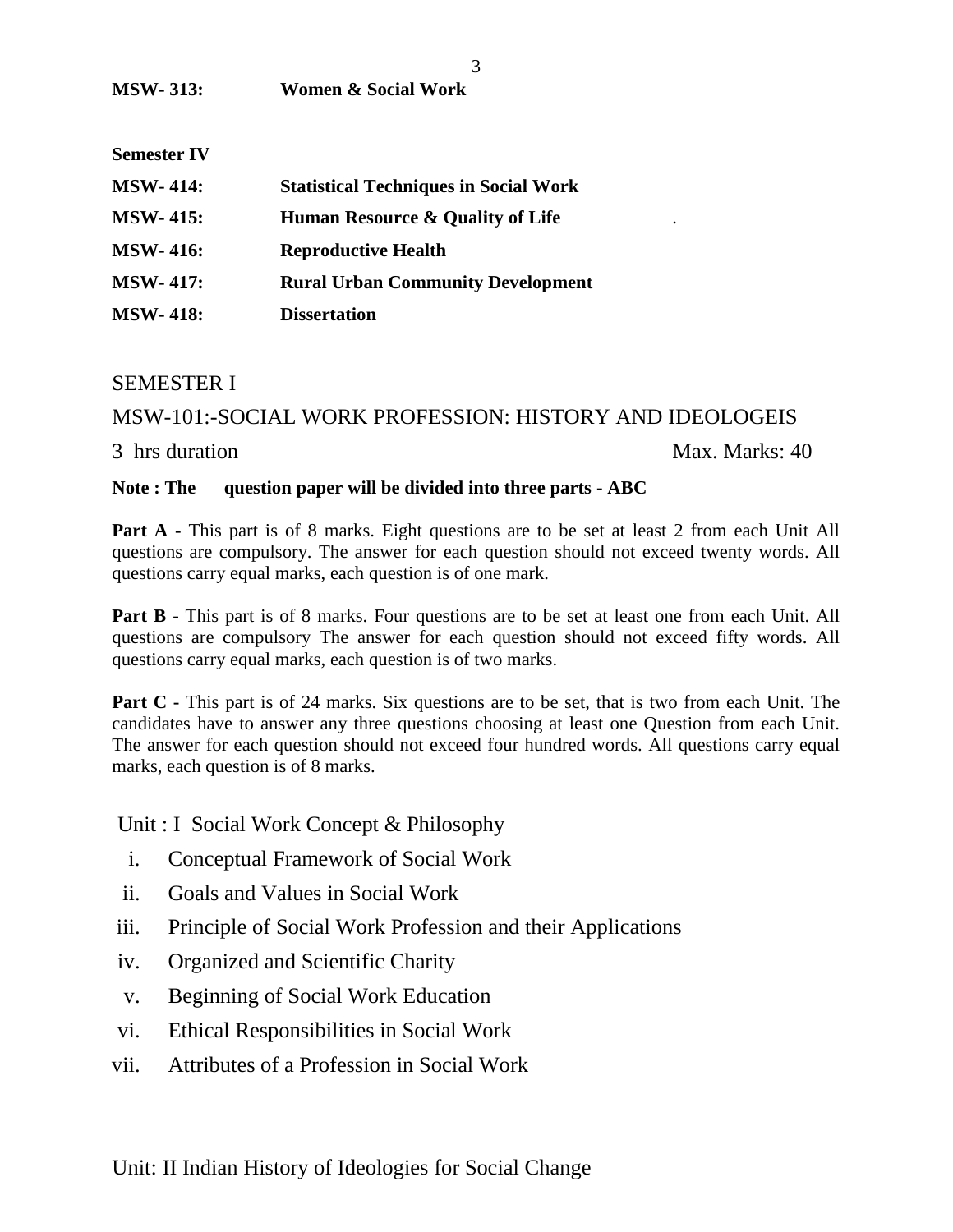**MSW- 313:** **Women & Social Work**

**Semester IV**

**MSW- 414:** **Statistical Techniques in Social Work**

**MSW- 415:** **Human Resource & Quality of Life**

**MSW- 416:** **Reproductive Health**

**MSW- 417:** **Rural Urban Community Development**

**MSW- 418:** **Dissertation**

## SEMESTER I

## MSW-101:-SOCIAL WORK PROFESSION: HISTORY AND IDEOLOGEIS

3 hrs duration Max. Marks: 40

**Note : The question paper will be divided into three parts - ABC**

**Part A -** This part is of 8 marks. Eight questions are to be set at least 2 from each Unit All questions are compulsory. The answer for each question should not exceed twenty words. All questions carry equal marks, each question is of one mark.

**Part B -** This part is of 8 marks. Four questions are to be set at least one from each Unit. All questions are compulsory The answer for each question should not exceed fifty words. All questions carry equal marks, each question is of two marks.

**Part C -** This part is of 24 marks. Six questions are to be set, that is two from each Unit. The candidates have to answer any three questions choosing at least one Question from each Unit. The answer for each question should not exceed four hundred words. All questions carry equal marks, each question is of 8 marks.

Unit : I Social Work Concept & Philosophy

i. Conceptual Framework of Social Work
ii. Goals and Values in Social Work
iii. Principle of Social Work Profession and their Applications
iv. Organized and Scientific Charity
v. Beginning of Social Work Education
vi. Ethical Responsibilities in Social Work
vii. Attributes of a Profession in Social Work

Unit: II Indian History of Ideologies for Social Change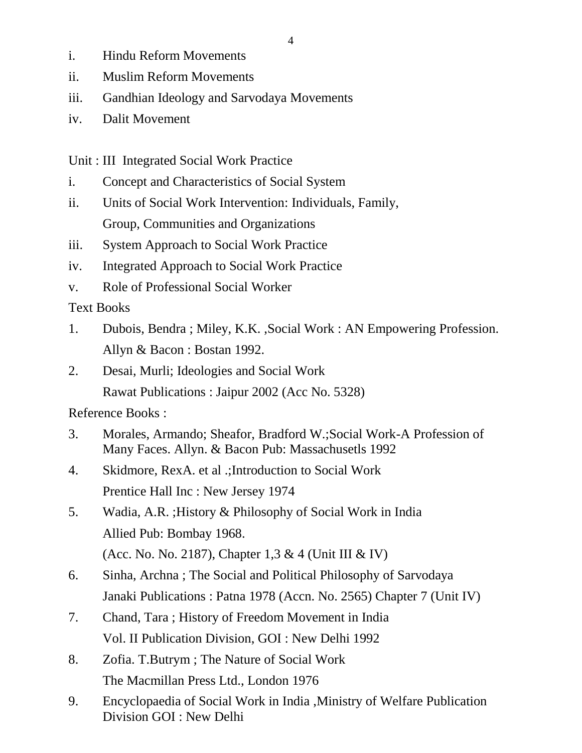i. Hindu Reform Movements

ii. Muslim Reform Movements

iii. Gandhian Ideology and Sarvodaya Movements

iv. Dalit Movement

Unit : III Integrated Social Work Practice

i. Concept and Characteristics of Social System

ii. Units of Social Work Intervention: Individuals, Family, Group, Communities and Organizations

iii. System Approach to Social Work Practice

iv. Integrated Approach to Social Work Practice

v. Role of Professional Social Worker

Text Books

1. Dubois, Bendra ; Miley, K.K. ,Social Work : AN Empowering Profession. Allyn & Bacon : Bostan 1992.
2. Desai, Murli; Ideologies and Social Work  
   Rawat Publications : Jaipur 2002 (Acc No. 5328)

Reference Books :

3. Morales, Armando; Sheafor, Bradford W.;Social Work-A Profession of Many Faces. Allyn. & Bacon Pub: Massachusetls 1992
4. Skidmore, RexA. et al .;Introduction to Social Work  
   Prentice Hall Inc : New Jersey 1974
5. Wadia, A.R. ;History & Philosophy of Social Work in India  
   Allied Pub: Bombay 1968.  
   (Acc. No. No. 2187), Chapter 1,3 & 4 (Unit III & IV)
6. Sinha, Archna ; The Social and Political Philosophy of Sarvodaya  
   Janaki Publications : Patna 1978 (Accn. No. 2565) Chapter 7 (Unit IV)
7. Chand, Tara ; History of Freedom Movement in India  
   Vol. II Publication Division, GOI : New Delhi 1992
8. Zofia. T.Butrym ; The Nature of Social Work  
   The Macmillan Press Ltd., London 1976
9. Encyclopaedia of Social Work in India ,Ministry of Welfare Publication Division GOI : New Delhi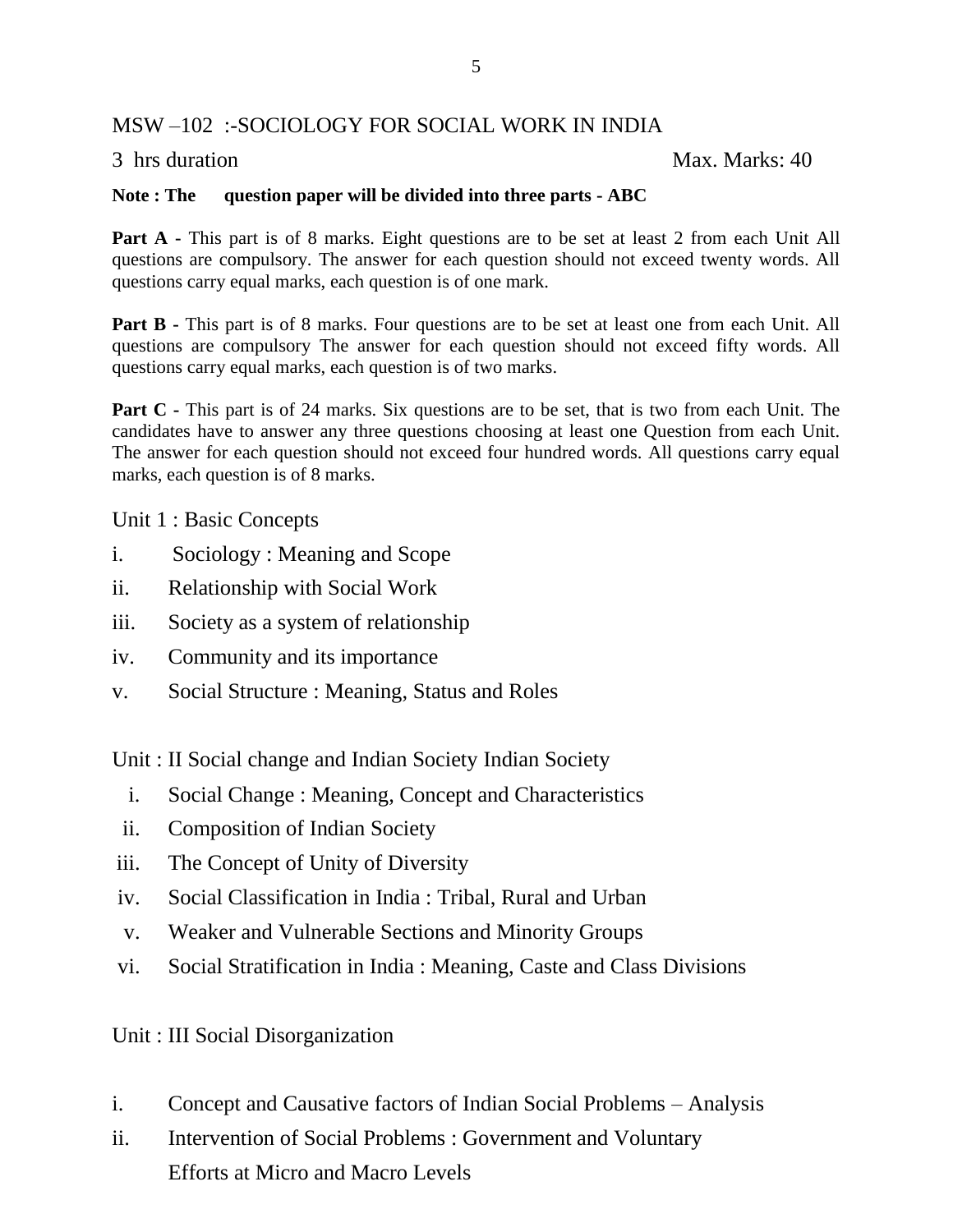## MSW –102 :-SOCIOLOGY FOR SOCIAL WORK IN INDIA

3 hrs duration Max. Marks: 40

**Note : The question paper will be divided into three parts - ABC**

**Part A -** This part is of 8 marks. Eight questions are to be set at least 2 from each Unit All questions are compulsory. The answer for each question should not exceed twenty words. All questions carry equal marks, each question is of one mark.

**Part B -** This part is of 8 marks. Four questions are to be set at least one from each Unit. All questions are compulsory The answer for each question should not exceed fifty words. All questions carry equal marks, each question is of two marks.

**Part C -** This part is of 24 marks. Six questions are to be set, that is two from each Unit. The candidates have to answer any three questions choosing at least one Question from each Unit. The answer for each question should not exceed four hundred words. All questions carry equal marks, each question is of 8 marks.

### Unit 1 : Basic Concepts

i. Sociology : Meaning and Scope

ii. Relationship with Social Work

iii. Society as a system of relationship

iv. Community and its importance

v. Social Structure : Meaning, Status and Roles

### Unit : II Social change and Indian Society Indian Society

i. Social Change : Meaning, Concept and Characteristics

ii. Composition of Indian Society

iii. The Concept of Unity of Diversity

iv. Social Classification in India : Tribal, Rural and Urban

v. Weaker and Vulnerable Sections and Minority Groups

vi. Social Stratification in India : Meaning, Caste and Class Divisions

### Unit : III Social Disorganization

i. Concept and Causative factors of Indian Social Problems – Analysis

ii. Intervention of Social Problems : Government and Voluntary Efforts at Micro and Macro Levels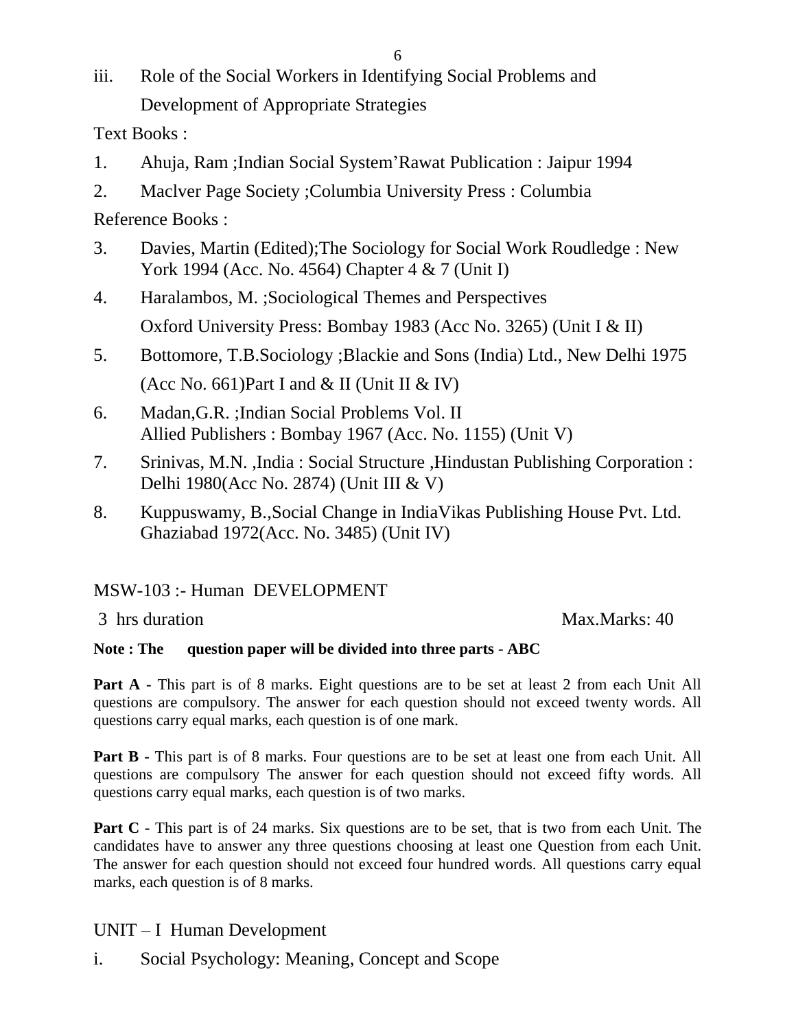iii. Role of the Social Workers in Identifying Social Problems and Development of Appropriate Strategies

Text Books :

1. Ahuja, Ram ;Indian Social System'Rawat Publication : Jaipur 1994
2. Maclver Page Society ;Columbia University Press : Columbia

Reference Books :

3. Davies, Martin (Edited);The Sociology for Social Work Roudledge : New York 1994 (Acc. No. 4564) Chapter 4 & 7 (Unit I)
4. Haralambos, M. ;Sociological Themes and Perspectives Oxford University Press: Bombay 1983 (Acc No. 3265) (Unit I & II)
5. Bottomore, T.B.Sociology ;Blackie and Sons (India) Ltd., New Delhi 1975 (Acc No. 661)Part I and & II (Unit II & IV)
6. Madan,G.R. ;Indian Social Problems Vol. II Allied Publishers : Bombay 1967 (Acc. No. 1155) (Unit V)
7. Srinivas, M.N. ,India : Social Structure ,Hindustan Publishing Corporation : Delhi 1980(Acc No. 2874) (Unit III & V)
8. Kuppuswamy, B.,Social Change in IndiaVikas Publishing House Pvt. Ltd. Ghaziabad 1972(Acc. No. 3485) (Unit IV)

## MSW-103 :- Human DEVELOPMENT

3 hrs duration Max.Marks: 40

**Note : The question paper will be divided into three parts - ABC**

**Part A -** This part is of 8 marks. Eight questions are to be set at least 2 from each Unit All questions are compulsory. The answer for each question should not exceed twenty words. All questions carry equal marks, each question is of one mark.

**Part B -** This part is of 8 marks. Four questions are to be set at least one from each Unit. All questions are compulsory The answer for each question should not exceed fifty words. All questions carry equal marks, each question is of two marks.

**Part C -** This part is of 24 marks. Six questions are to be set, that is two from each Unit. The candidates have to answer any three questions choosing at least one Question from each Unit. The answer for each question should not exceed four hundred words. All questions carry equal marks, each question is of 8 marks.

### UNIT – I Human Development

i. Social Psychology: Meaning, Concept and Scope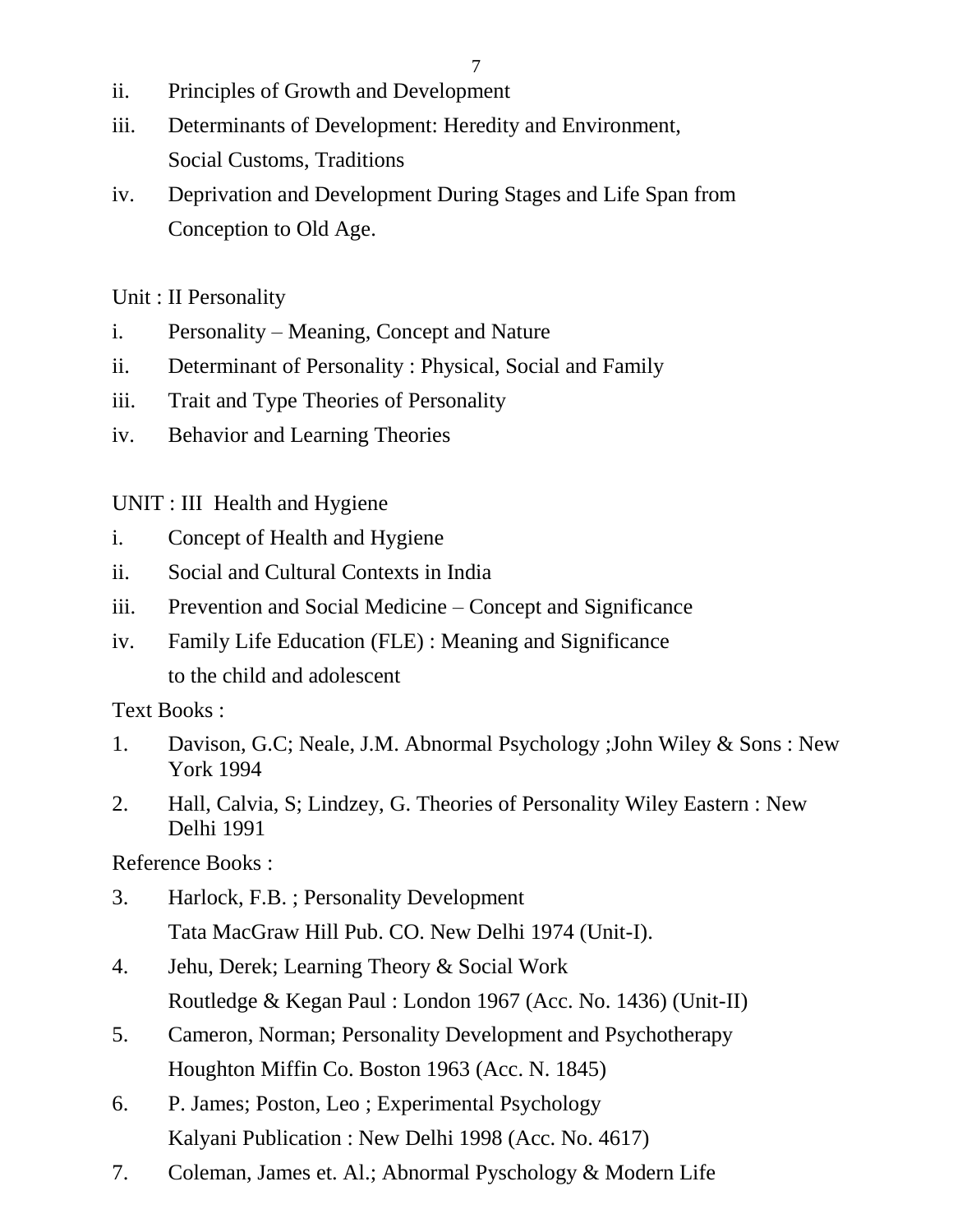ii. Principles of Growth and Development

iii. Determinants of Development: Heredity and Environment, Social Customs, Traditions

iv. Deprivation and Development During Stages and Life Span from Conception to Old Age.

Unit : II Personality

i. Personality – Meaning, Concept and Nature

ii. Determinant of Personality : Physical, Social and Family

iii. Trait and Type Theories of Personality

iv. Behavior and Learning Theories

UNIT : III Health and Hygiene

i. Concept of Health and Hygiene

ii. Social and Cultural Contexts in India

iii. Prevention and Social Medicine – Concept and Significance

iv. Family Life Education (FLE) : Meaning and Significance to the child and adolescent

Text Books :

1. Davison, G.C; Neale, J.M. Abnormal Psychology ;John Wiley & Sons : New York 1994
2. Hall, Calvia, S; Lindzey, G. Theories of Personality Wiley Eastern : New Delhi 1991

Reference Books :

3. Harlock, F.B. ; Personality Development
   Tata MacGraw Hill Pub. CO. New Delhi 1974 (Unit-I).
4. Jehu, Derek; Learning Theory & Social Work
   Routledge & Kegan Paul : London 1967 (Acc. No. 1436) (Unit-II)
5. Cameron, Norman; Personality Development and Psychotherapy
   Houghton Miffin Co. Boston 1963 (Acc. N. 1845)
6. P. James; Poston, Leo ; Experimental Psychology
   Kalyani Publication : New Delhi 1998 (Acc. No. 4617)
7. Coleman, James et. Al.; Abnormal Pyschology & Modern Life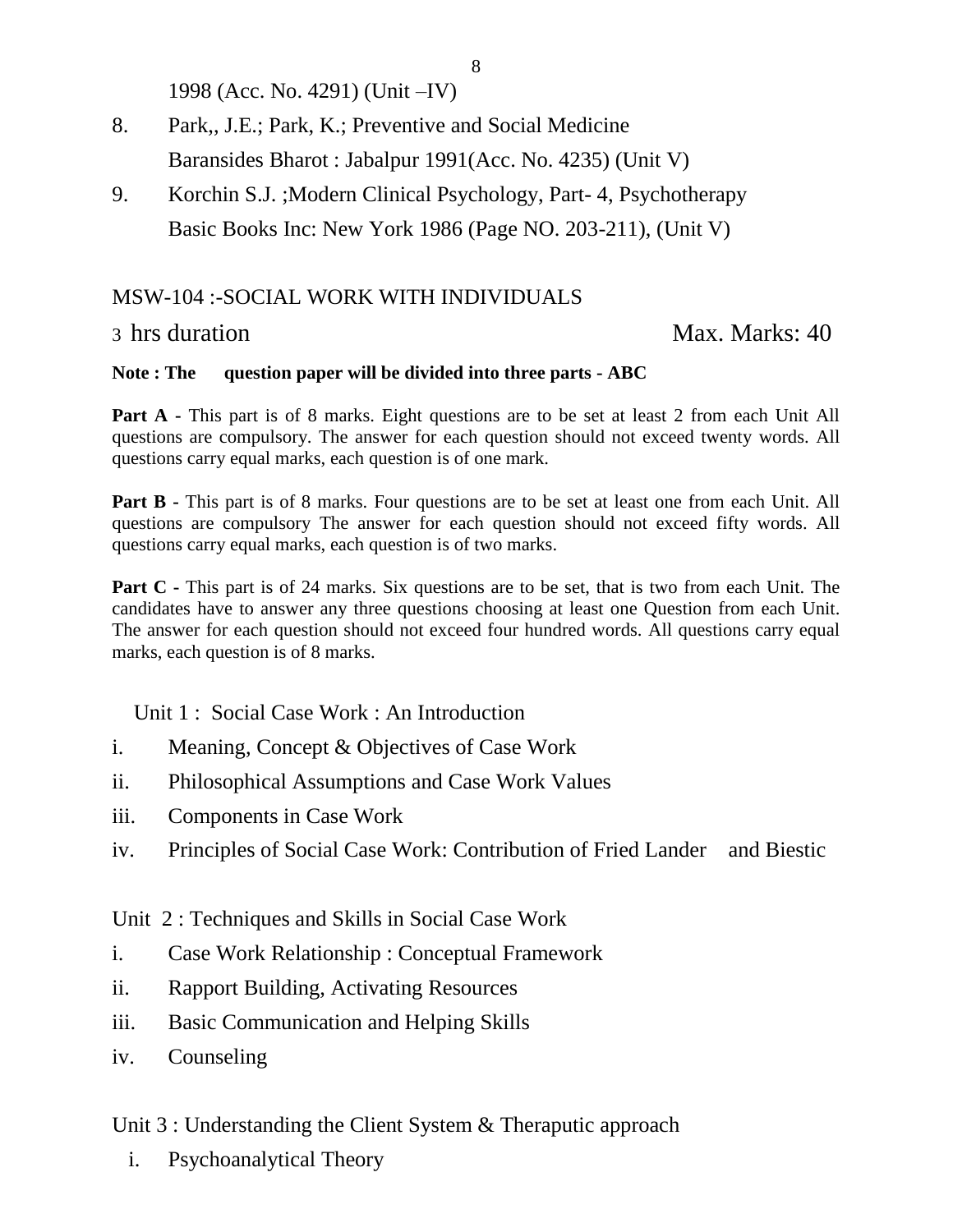1998 (Acc. No. 4291) (Unit –IV)

8. Park,, J.E.; Park, K.; Preventive and Social Medicine
   Baransides Bharot : Jabalpur 1991(Acc. No. 4235) (Unit V)
9. Korchin S.J. ;Modern Clinical Psychology, Part- 4, Psychotherapy
   Basic Books Inc: New York 1986 (Page NO. 203-211), (Unit V)

## MSW-104 :-SOCIAL WORK WITH INDIVIDUALS

3 hrs duration Max. Marks: 40

**Note : The question paper will be divided into three parts - ABC**

**Part A -** This part is of 8 marks. Eight questions are to be set at least 2 from each Unit All questions are compulsory. The answer for each question should not exceed twenty words. All questions carry equal marks, each question is of one mark.

**Part B -** This part is of 8 marks. Four questions are to be set at least one from each Unit. All questions are compulsory The answer for each question should not exceed fifty words. All questions carry equal marks, each question is of two marks.

**Part C -** This part is of 24 marks. Six questions are to be set, that is two from each Unit. The candidates have to answer any three questions choosing at least one Question from each Unit. The answer for each question should not exceed four hundred words. All questions carry equal marks, each question is of 8 marks.

Unit 1 : Social Case Work : An Introduction

i. Meaning, Concept & Objectives of Case Work
ii. Philosophical Assumptions and Case Work Values
iii. Components in Case Work
iv. Principles of Social Case Work: Contribution of Fried Lander and Biestic

Unit 2 : Techniques and Skills in Social Case Work

i. Case Work Relationship : Conceptual Framework
ii. Rapport Building, Activating Resources
iii. Basic Communication and Helping Skills
iv. Counseling

Unit 3 : Understanding the Client System & Theraputic approach

i. Psychoanalytical Theory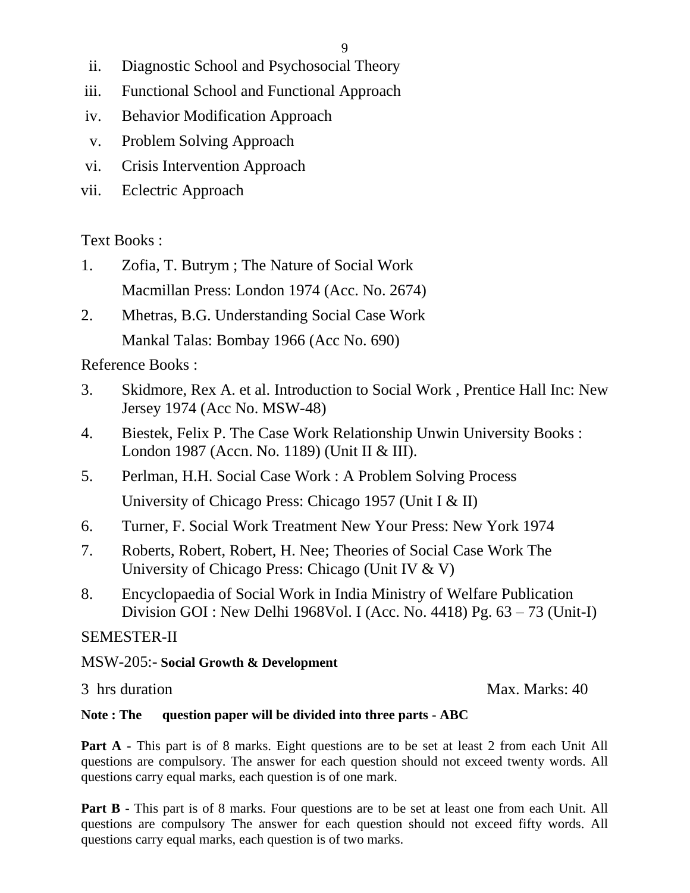ii. Diagnostic School and Psychosocial Theory
iii. Functional School and Functional Approach
iv. Behavior Modification Approach
v. Problem Solving Approach
vi. Crisis Intervention Approach
vii. Eclectric Approach

Text Books :

1. Zofia, T. Butrym ; The Nature of Social Work
   Macmillan Press: London 1974 (Acc. No. 2674)
2. Mhetras, B.G. Understanding Social Case Work
   Mankal Talas: Bombay 1966 (Acc No. 690)

Reference Books :

3. Skidmore, Rex A. et al. Introduction to Social Work , Prentice Hall Inc: New Jersey 1974 (Acc No. MSW-48)
4. Biestek, Felix P. The Case Work Relationship Unwin University Books : London 1987 (Accn. No. 1189) (Unit II & III).
5. Perlman, H.H. Social Case Work : A Problem Solving Process
   University of Chicago Press: Chicago 1957 (Unit I & II)
6. Turner, F. Social Work Treatment New Your Press: New York 1974
7. Roberts, Robert, Robert, H. Nee; Theories of Social Case Work The University of Chicago Press: Chicago (Unit IV & V)
8. Encyclopaedia of Social Work in India Ministry of Welfare Publication Division GOI : New Delhi 1968Vol. I (Acc. No. 4418) Pg. 63 – 73 (Unit-I)

SEMESTER-II

MSW-205:- **Social Growth & Development**

3 hrs duration Max. Marks: 40

**Note : The question paper will be divided into three parts - ABC**

**Part A -** This part is of 8 marks. Eight questions are to be set at least 2 from each Unit All questions are compulsory. The answer for each question should not exceed twenty words. All questions carry equal marks, each question is of one mark.

**Part B -** This part is of 8 marks. Four questions are to be set at least one from each Unit. All questions are compulsory The answer for each question should not exceed fifty words. All questions carry equal marks, each question is of two marks.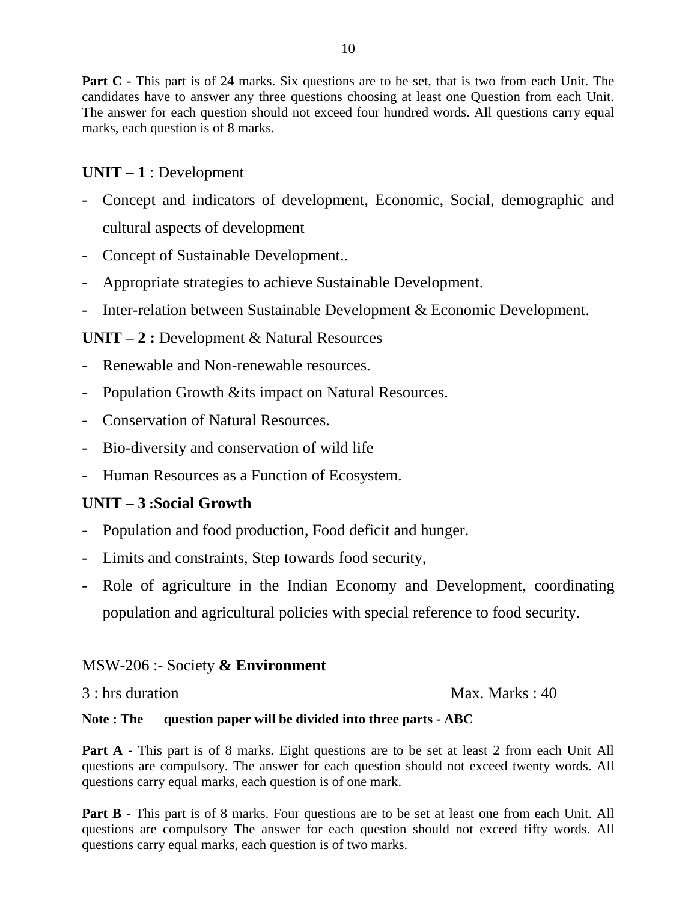**Part C -** This part is of 24 marks. Six questions are to be set, that is two from each Unit. The candidates have to answer any three questions choosing at least one Question from each Unit. The answer for each question should not exceed four hundred words. All questions carry equal marks, each question is of 8 marks.

**UNIT – 1** : Development

- Concept and indicators of development, Economic, Social, demographic and cultural aspects of development
- Concept of Sustainable Development..
- Appropriate strategies to achieve Sustainable Development.
- Inter-relation between Sustainable Development & Economic Development.

**UNIT – 2 :** Development & Natural Resources

- Renewable and Non-renewable resources.
- Population Growth &its impact on Natural Resources.
- Conservation of Natural Resources.
- Bio-diversity and conservation of wild life
- Human Resources as a Function of Ecosystem.

**UNIT – 3 :Social Growth**

- Population and food production, Food deficit and hunger.
- Limits and constraints, Step towards food security,
- Role of agriculture in the Indian Economy and Development, coordinating population and agricultural policies with special reference to food security.

MSW-206 :- Society **& Environment**

3 : hrs duration Max. Marks : 40

**Note : The question paper will be divided into three parts - ABC**

**Part A -** This part is of 8 marks. Eight questions are to be set at least 2 from each Unit All questions are compulsory. The answer for each question should not exceed twenty words. All questions carry equal marks, each question is of one mark.

**Part B -** This part is of 8 marks. Four questions are to be set at least one from each Unit. All questions are compulsory The answer for each question should not exceed fifty words. All questions carry equal marks, each question is of two marks.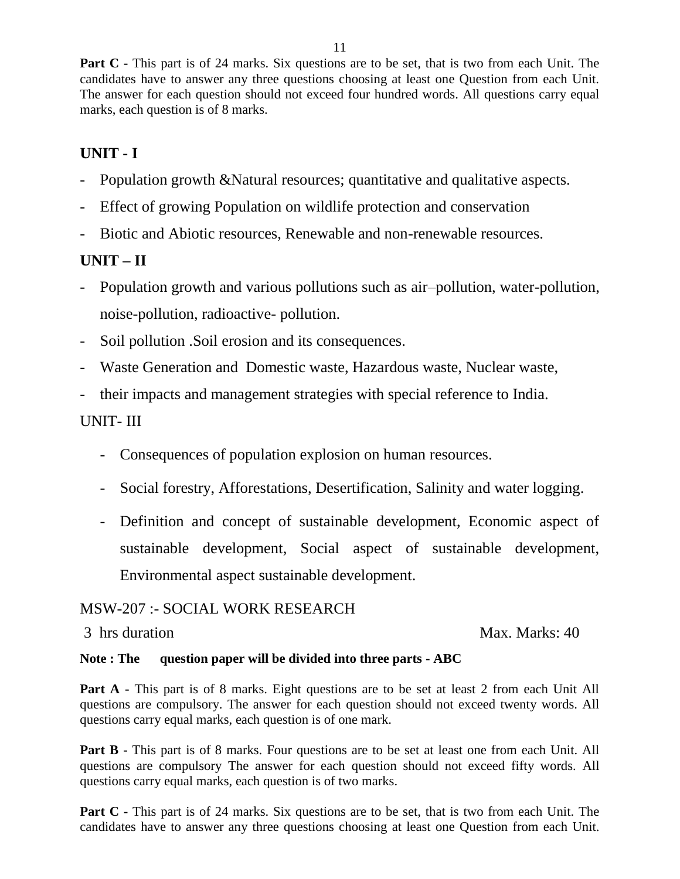**Part C -** This part is of 24 marks. Six questions are to be set, that is two from each Unit. The candidates have to answer any three questions choosing at least one Question from each Unit. The answer for each question should not exceed four hundred words. All questions carry equal marks, each question is of 8 marks.

## UNIT - I

- Population growth &Natural resources; quantitative and qualitative aspects.
- Effect of growing Population on wildlife protection and conservation
- Biotic and Abiotic resources, Renewable and non-renewable resources.

## UNIT – II

- Population growth and various pollutions such as air–pollution, water-pollution, noise-pollution, radioactive- pollution.
- Soil pollution .Soil erosion and its consequences.
- Waste Generation and Domestic waste, Hazardous waste, Nuclear waste,
- their impacts and management strategies with special reference to India.

## UNIT- III

- Consequences of population explosion on human resources.
- Social forestry, Afforestations, Desertification, Salinity and water logging.
- Definition and concept of sustainable development, Economic aspect of sustainable development, Social aspect of sustainable development, Environmental aspect sustainable development.

## MSW-207 :- SOCIAL WORK RESEARCH

3 hrs duration Max. Marks: 40

**Note : The question paper will be divided into three parts - ABC**

**Part A -** This part is of 8 marks. Eight questions are to be set at least 2 from each Unit All questions are compulsory. The answer for each question should not exceed twenty words. All questions carry equal marks, each question is of one mark.

**Part B -** This part is of 8 marks. Four questions are to be set at least one from each Unit. All questions are compulsory The answer for each question should not exceed fifty words. All questions carry equal marks, each question is of two marks.

**Part C -** This part is of 24 marks. Six questions are to be set, that is two from each Unit. The candidates have to answer any three questions choosing at least one Question from each Unit.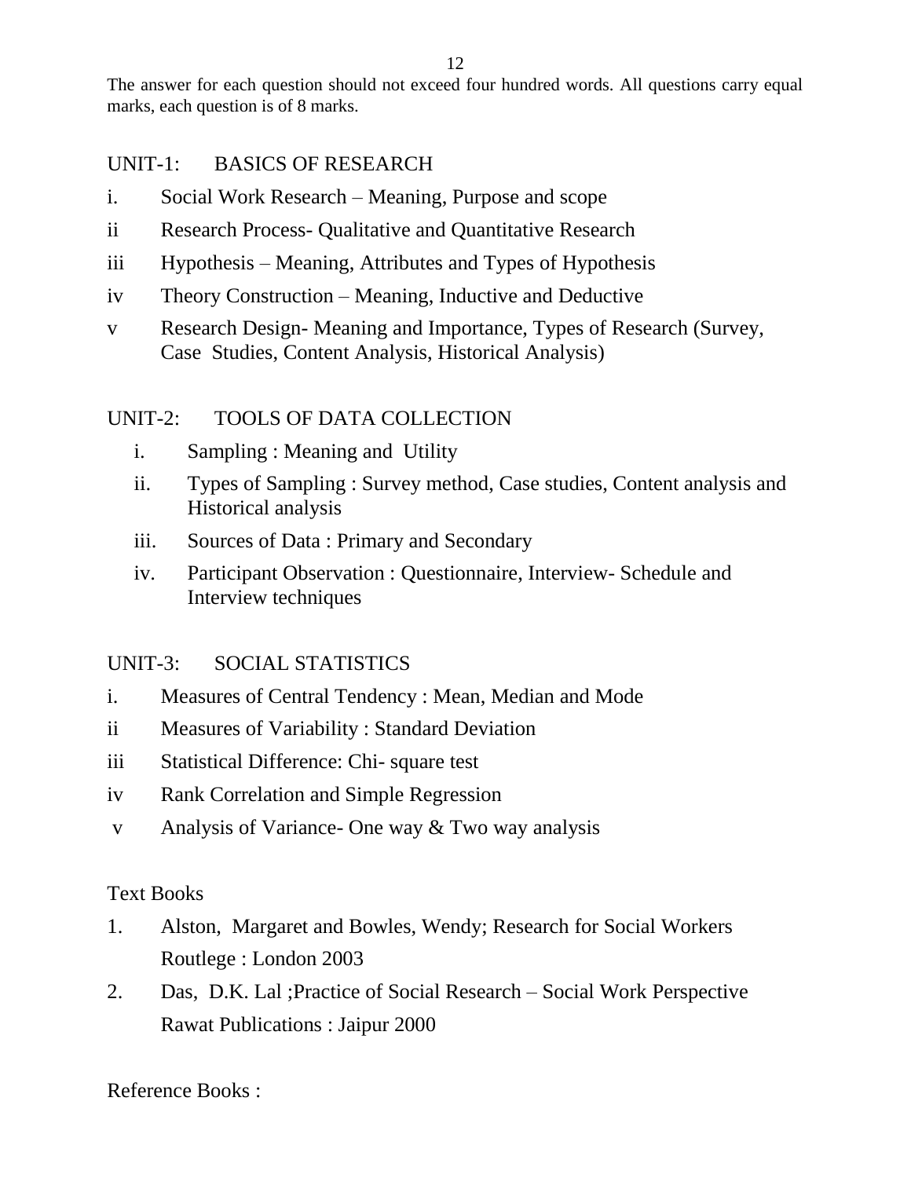The answer for each question should not exceed four hundred words. All questions carry equal marks, each question is of 8 marks.

## UNIT-1: BASICS OF RESEARCH

i. Social Work Research – Meaning, Purpose and scope

ii Research Process- Qualitative and Quantitative Research

iii Hypothesis – Meaning, Attributes and Types of Hypothesis

iv Theory Construction – Meaning, Inductive and Deductive

v Research Design- Meaning and Importance, Types of Research (Survey, Case Studies, Content Analysis, Historical Analysis)

## UNIT-2: TOOLS OF DATA COLLECTION

i. Sampling : Meaning and Utility

ii. Types of Sampling : Survey method, Case studies, Content analysis and Historical analysis

iii. Sources of Data : Primary and Secondary

iv. Participant Observation : Questionnaire, Interview- Schedule and Interview techniques

## UNIT-3: SOCIAL STATISTICS

i. Measures of Central Tendency : Mean, Median and Mode

ii Measures of Variability : Standard Deviation

iii Statistical Difference: Chi- square test

iv Rank Correlation and Simple Regression

v Analysis of Variance- One way & Two way analysis

Text Books

1. Alston, Margaret and Bowles, Wendy; Research for Social Workers Routlege : London 2003
2. Das, D.K. Lal ;Practice of Social Research – Social Work Perspective Rawat Publications : Jaipur 2000

Reference Books :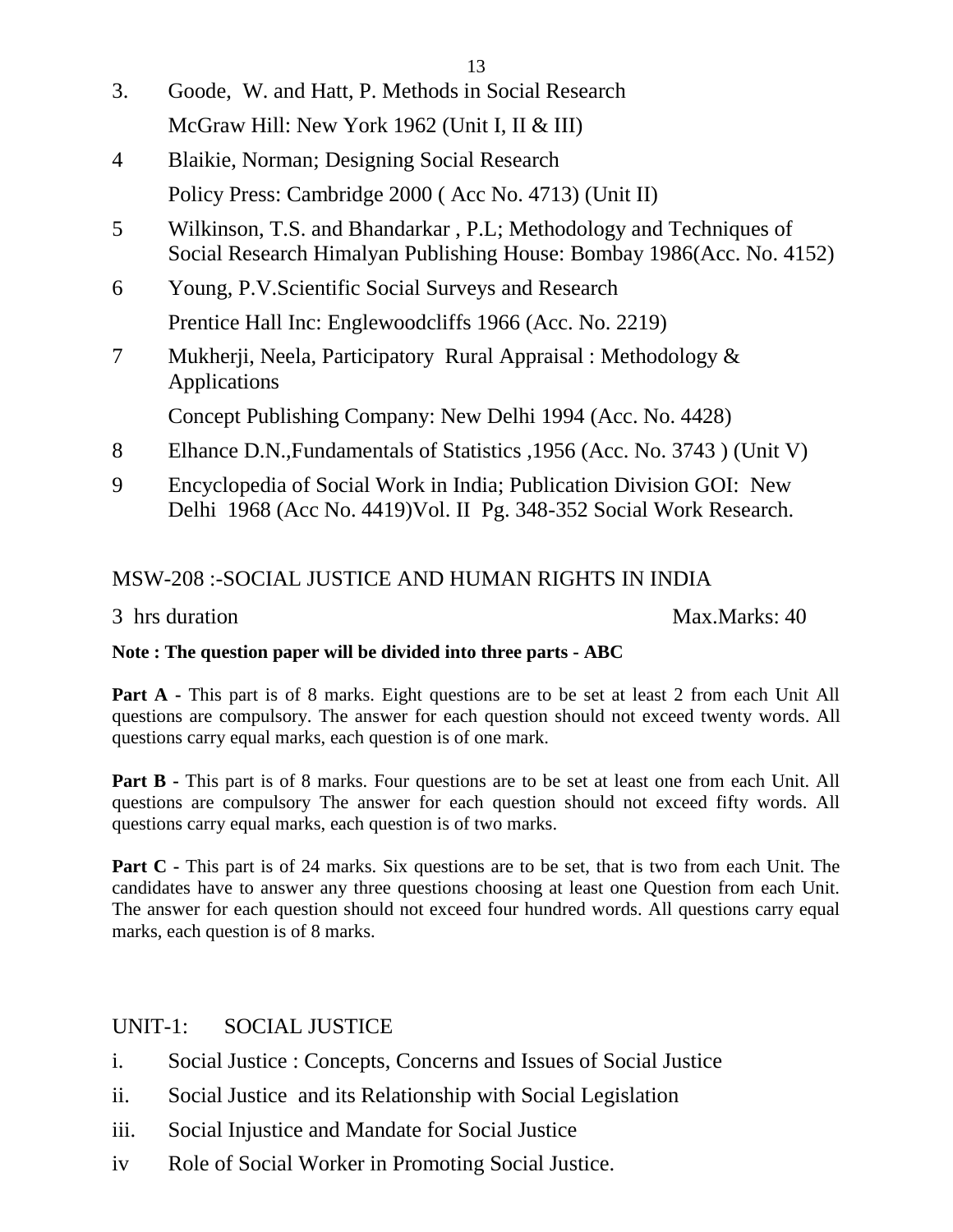3. Goode, W. and Hatt, P. Methods in Social Research
   McGraw Hill: New York 1962 (Unit I, II & III)
4 Blaikie, Norman; Designing Social Research
   Policy Press: Cambridge 2000 ( Acc No. 4713) (Unit II)
5 Wilkinson, T.S. and Bhandarkar , P.L; Methodology and Techniques of Social Research Himalyan Publishing House: Bombay 1986(Acc. No. 4152)
6 Young, P.V.Scientific Social Surveys and Research
   Prentice Hall Inc: Englewoodcliffs 1966 (Acc. No. 2219)
7 Mukherji, Neela, Participatory Rural Appraisal : Methodology & Applications
   Concept Publishing Company: New Delhi 1994 (Acc. No. 4428)
8 Elhance D.N.,Fundamentals of Statistics ,1956 (Acc. No. 3743 ) (Unit V)
9 Encyclopedia of Social Work in India; Publication Division GOI: New Delhi 1968 (Acc No. 4419)Vol. II Pg. 348-352 Social Work Research.

## MSW-208 :-SOCIAL JUSTICE AND HUMAN RIGHTS IN INDIA

3 hrs duration Max.Marks: 40

**Note : The question paper will be divided into three parts - ABC**

**Part A -** This part is of 8 marks. Eight questions are to be set at least 2 from each Unit All questions are compulsory. The answer for each question should not exceed twenty words. All questions carry equal marks, each question is of one mark.

**Part B -** This part is of 8 marks. Four questions are to be set at least one from each Unit. All questions are compulsory The answer for each question should not exceed fifty words. All questions carry equal marks, each question is of two marks.

**Part C -** This part is of 24 marks. Six questions are to be set, that is two from each Unit. The candidates have to answer any three questions choosing at least one Question from each Unit. The answer for each question should not exceed four hundred words. All questions carry equal marks, each question is of 8 marks.

### UNIT-1: SOCIAL JUSTICE

i. Social Justice : Concepts, Concerns and Issues of Social Justice
ii. Social Justice and its Relationship with Social Legislation
iii. Social Injustice and Mandate for Social Justice
iv Role of Social Worker in Promoting Social Justice.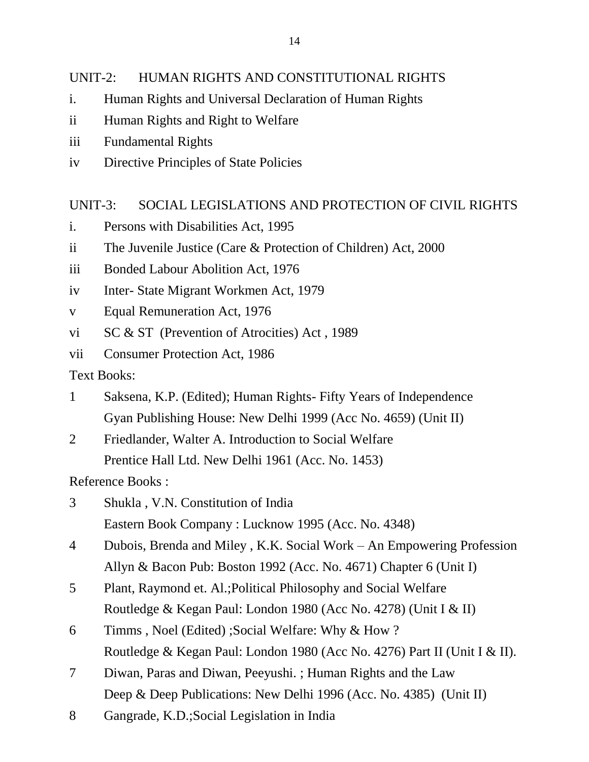UNIT-2: HUMAN RIGHTS AND CONSTITUTIONAL RIGHTS

i. Human Rights and Universal Declaration of Human Rights

ii Human Rights and Right to Welfare

iii Fundamental Rights

iv Directive Principles of State Policies

UNIT-3: SOCIAL LEGISLATIONS AND PROTECTION OF CIVIL RIGHTS

i. Persons with Disabilities Act, 1995

ii The Juvenile Justice (Care & Protection of Children) Act, 2000

iii Bonded Labour Abolition Act, 1976

iv Inter- State Migrant Workmen Act, 1979

v Equal Remuneration Act, 1976

vi SC & ST (Prevention of Atrocities) Act , 1989

vii Consumer Protection Act, 1986

Text Books:

1 Saksena, K.P. (Edited); Human Rights- Fifty Years of Independence
Gyan Publishing House: New Delhi 1999 (Acc No. 4659) (Unit II)

2 Friedlander, Walter A. Introduction to Social Welfare
Prentice Hall Ltd. New Delhi 1961 (Acc. No. 1453)

Reference Books :

3 Shukla , V.N. Constitution of India
Eastern Book Company : Lucknow 1995 (Acc. No. 4348)

4 Dubois, Brenda and Miley , K.K. Social Work – An Empowering Profession
Allyn & Bacon Pub: Boston 1992 (Acc. No. 4671) Chapter 6 (Unit I)

5 Plant, Raymond et. Al.;Political Philosophy and Social Welfare
Routledge & Kegan Paul: London 1980 (Acc No. 4278) (Unit I & II)

6 Timms , Noel (Edited) ;Social Welfare: Why & How ?
Routledge & Kegan Paul: London 1980 (Acc No. 4276) Part II (Unit I & II).

7 Diwan, Paras and Diwan, Peeyushi. ; Human Rights and the Law
Deep & Deep Publications: New Delhi 1996 (Acc. No. 4385) (Unit II)

8 Gangrade, K.D.;Social Legislation in India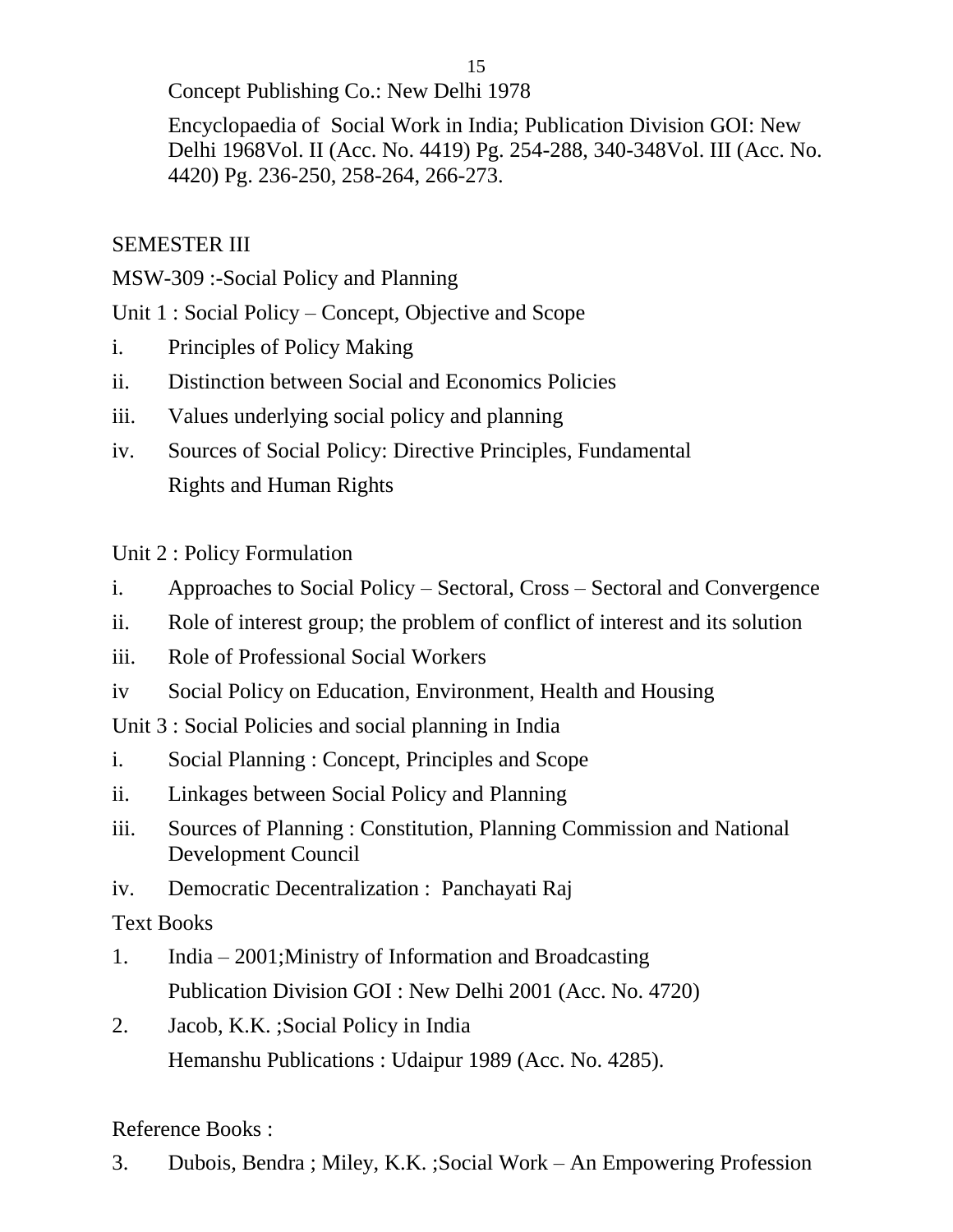Concept Publishing Co.: New Delhi 1978

Encyclopaedia of Social Work in India; Publication Division GOI: New Delhi 1968Vol. II (Acc. No. 4419) Pg. 254-288, 340-348Vol. III (Acc. No. 4420) Pg. 236-250, 258-264, 266-273.

## SEMESTER III

### MSW-309 :-Social Policy and Planning

Unit 1 : Social Policy – Concept, Objective and Scope

- i. Principles of Policy Making
- ii. Distinction between Social and Economics Policies
- iii. Values underlying social policy and planning
- iv. Sources of Social Policy: Directive Principles, Fundamental Rights and Human Rights

Unit 2 : Policy Formulation

- i. Approaches to Social Policy – Sectoral, Cross – Sectoral and Convergence
- ii. Role of interest group; the problem of conflict of interest and its solution
- iii. Role of Professional Social Workers
- iv Social Policy on Education, Environment, Health and Housing

Unit 3 : Social Policies and social planning in India

- i. Social Planning : Concept, Principles and Scope
- ii. Linkages between Social Policy and Planning
- iii. Sources of Planning : Constitution, Planning Commission and National Development Council
- iv. Democratic Decentralization : Panchayati Raj

Text Books

1. India – 2001;Ministry of Information and Broadcasting
   Publication Division GOI : New Delhi 2001 (Acc. No. 4720)
2. Jacob, K.K. ;Social Policy in India
   Hemanshu Publications : Udaipur 1989 (Acc. No. 4285).

Reference Books :

3. Dubois, Bendra ; Miley, K.K. ;Social Work – An Empowering Profession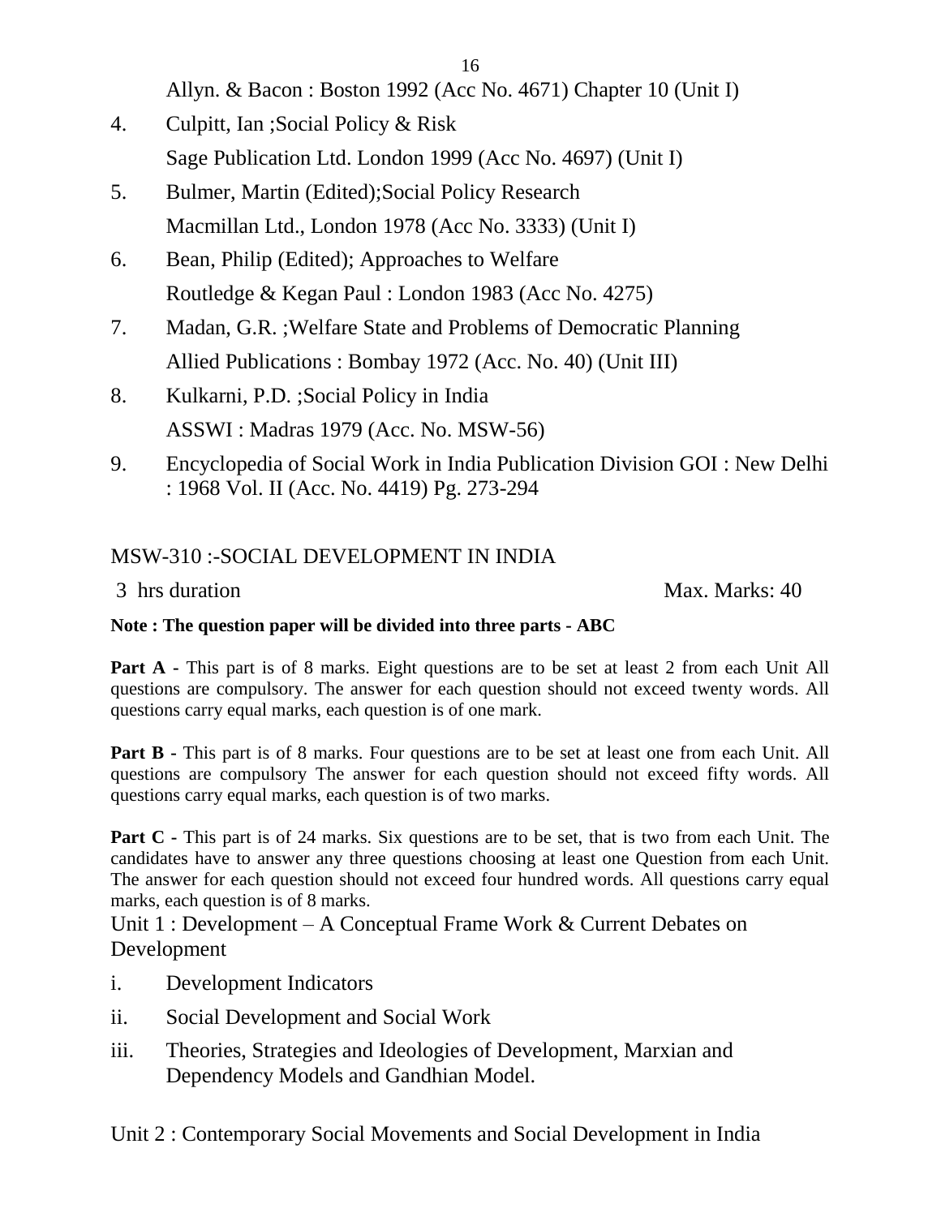Allyn. & Bacon : Boston 1992 (Acc No. 4671) Chapter 10 (Unit I)

4. Culpitt, Ian ;Social Policy & Risk
   Sage Publication Ltd. London 1999 (Acc No. 4697) (Unit I)
5. Bulmer, Martin (Edited);Social Policy Research
   Macmillan Ltd., London 1978 (Acc No. 3333) (Unit I)
6. Bean, Philip (Edited); Approaches to Welfare
   Routledge & Kegan Paul : London 1983 (Acc No. 4275)
7. Madan, G.R. ;Welfare State and Problems of Democratic Planning
   Allied Publications : Bombay 1972 (Acc. No. 40) (Unit III)
8. Kulkarni, P.D. ;Social Policy in India
   ASSWI : Madras 1979 (Acc. No. MSW-56)
9. Encyclopedia of Social Work in India Publication Division GOI : New Delhi : 1968 Vol. II (Acc. No. 4419) Pg. 273-294

## MSW-310 :-SOCIAL DEVELOPMENT IN INDIA

3 hrs duration Max. Marks: 40

**Note : The question paper will be divided into three parts - ABC**

**Part A -** This part is of 8 marks. Eight questions are to be set at least 2 from each Unit All questions are compulsory. The answer for each question should not exceed twenty words. All questions carry equal marks, each question is of one mark.

**Part B -** This part is of 8 marks. Four questions are to be set at least one from each Unit. All questions are compulsory The answer for each question should not exceed fifty words. All questions carry equal marks, each question is of two marks.

**Part C -** This part is of 24 marks. Six questions are to be set, that is two from each Unit. The candidates have to answer any three questions choosing at least one Question from each Unit. The answer for each question should not exceed four hundred words. All questions carry equal marks, each question is of 8 marks.

Unit 1 : Development – A Conceptual Frame Work & Current Debates on Development

i. Development Indicators
ii. Social Development and Social Work
iii. Theories, Strategies and Ideologies of Development, Marxian and Dependency Models and Gandhian Model.

Unit 2 : Contemporary Social Movements and Social Development in India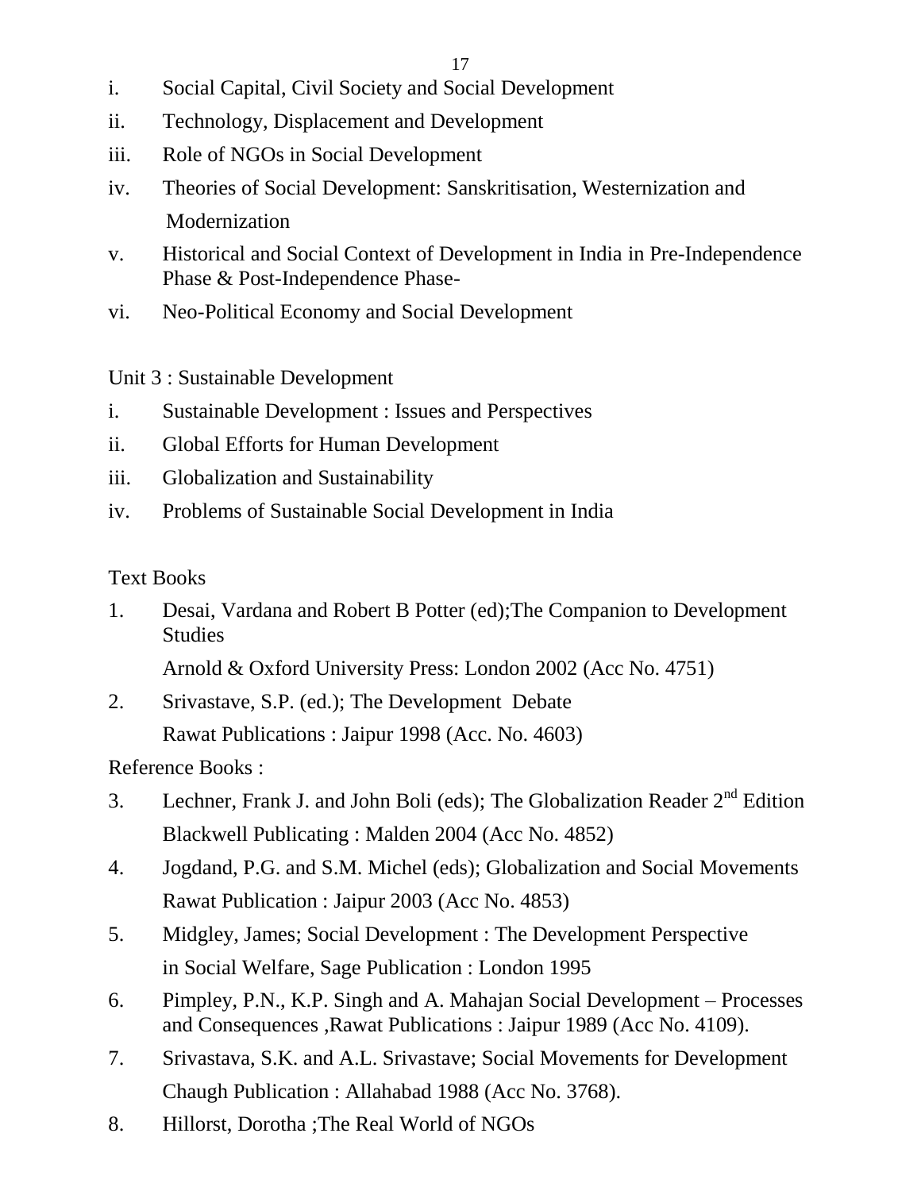i. Social Capital, Civil Society and Social Development
ii. Technology, Displacement and Development
iii. Role of NGOs in Social Development
iv. Theories of Social Development: Sanskritisation, Westernization and Modernization
v. Historical and Social Context of Development in India in Pre-Independence Phase & Post-Independence Phase-
vi. Neo-Political Economy and Social Development

Unit 3 : Sustainable Development

i. Sustainable Development : Issues and Perspectives
ii. Global Efforts for Human Development
iii. Globalization and Sustainability
iv. Problems of Sustainable Social Development in India

Text Books

1. Desai, Vardana and Robert B Potter (ed);The Companion to Development Studies
   Arnold & Oxford University Press: London 2002 (Acc No. 4751)
2. Srivastave, S.P. (ed.); The Development Debate
   Rawat Publications : Jaipur 1998 (Acc. No. 4603)

Reference Books :

3. Lechner, Frank J. and John Boli (eds); The Globalization Reader 2nd Edition
   Blackwell Publicating : Malden 2004 (Acc No. 4852)
4. Jogdand, P.G. and S.M. Michel (eds); Globalization and Social Movements
   Rawat Publication : Jaipur 2003 (Acc No. 4853)
5. Midgley, James; Social Development : The Development Perspective in Social Welfare, Sage Publication : London 1995
6. Pimpley, P.N., K.P. Singh and A. Mahajan Social Development – Processes and Consequences ,Rawat Publications : Jaipur 1989 (Acc No. 4109).
7. Srivastava, S.K. and A.L. Srivastave; Social Movements for Development
   Chaugh Publication : Allahabad 1988 (Acc No. 3768).
8. Hillorst, Dorotha ;The Real World of NGOs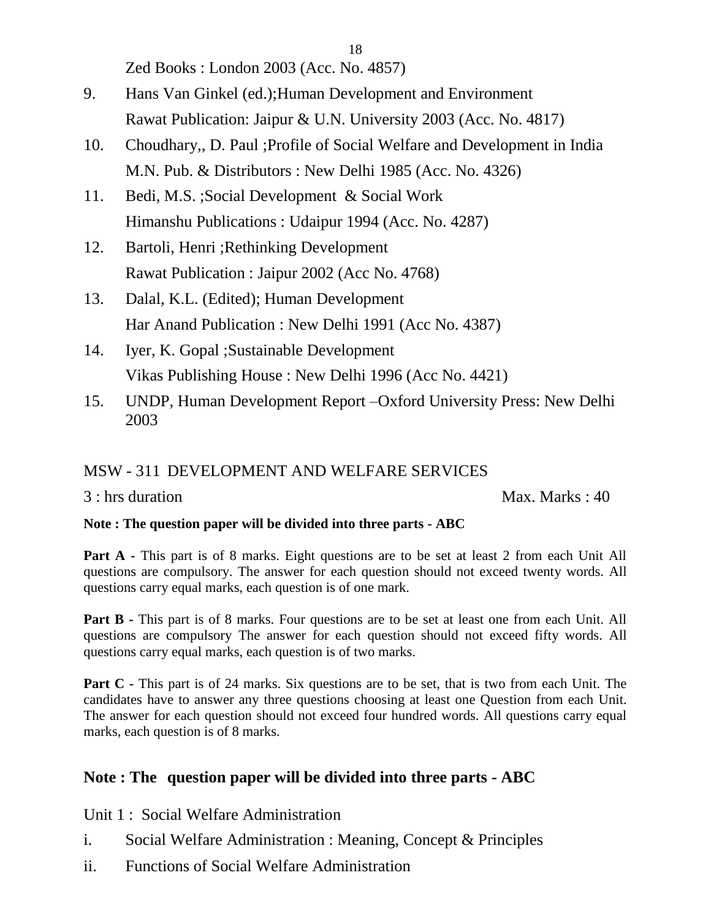Zed Books : London 2003 (Acc. No. 4857)

9. Hans Van Ginkel (ed.);Human Development and Environment
   Rawat Publication: Jaipur & U.N. University 2003 (Acc. No. 4817)
10. Choudhary,, D. Paul ;Profile of Social Welfare and Development in India
    M.N. Pub. & Distributors : New Delhi 1985 (Acc. No. 4326)
11. Bedi, M.S. ;Social Development & Social Work
    Himanshu Publications : Udaipur 1994 (Acc. No. 4287)
12. Bartoli, Henri ;Rethinking Development
    Rawat Publication : Jaipur 2002 (Acc No. 4768)
13. Dalal, K.L. (Edited); Human Development
    Har Anand Publication : New Delhi 1991 (Acc No. 4387)
14. Iyer, K. Gopal ;Sustainable Development
    Vikas Publishing House : New Delhi 1996 (Acc No. 4421)
15. UNDP, Human Development Report –Oxford University Press: New Delhi 2003

## MSW - 311 DEVELOPMENT AND WELFARE SERVICES

3 : hrs duration Max. Marks : 40

**Note : The question paper will be divided into three parts - ABC**

**Part A -** This part is of 8 marks. Eight questions are to be set at least 2 from each Unit All questions are compulsory. The answer for each question should not exceed twenty words. All questions carry equal marks, each question is of one mark.

**Part B -** This part is of 8 marks. Four questions are to be set at least one from each Unit. All questions are compulsory The answer for each question should not exceed fifty words. All questions carry equal marks, each question is of two marks.

**Part C -** This part is of 24 marks. Six questions are to be set, that is two from each Unit. The candidates have to answer any three questions choosing at least one Question from each Unit. The answer for each question should not exceed four hundred words. All questions carry equal marks, each question is of 8 marks.

**Note : The question paper will be divided into three parts - ABC**

Unit 1 : Social Welfare Administration

i. Social Welfare Administration : Meaning, Concept & Principles

ii. Functions of Social Welfare Administration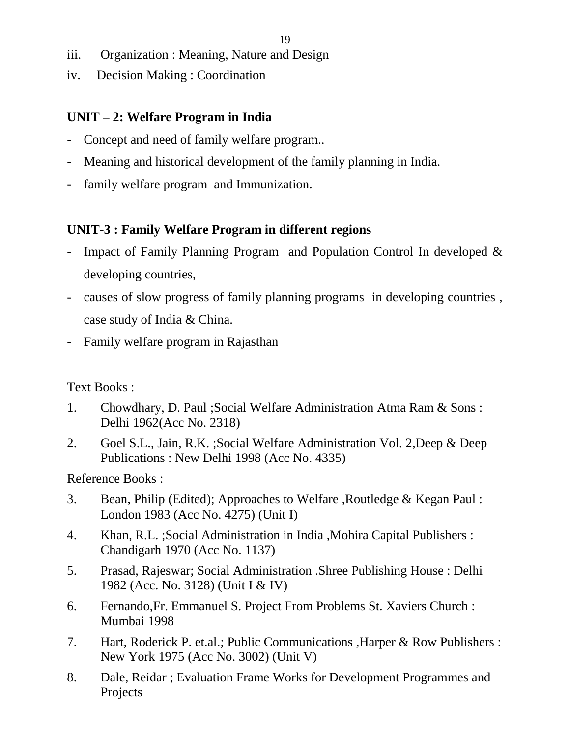iii. Organization : Meaning, Nature and Design

iv. Decision Making : Coordination

**UNIT – 2: Welfare Program in India**

- Concept and need of family welfare program..
- Meaning and historical development of the family planning in India.
- family welfare program and Immunization.

**UNIT-3 : Family Welfare Program in different regions**

- Impact of Family Planning Program and Population Control In developed & developing countries,
- causes of slow progress of family planning programs in developing countries , case study of India & China.
- Family welfare program in Rajasthan

Text Books :

1. Chowdhary, D. Paul ;Social Welfare Administration Atma Ram & Sons : Delhi 1962(Acc No. 2318)
2. Goel S.L., Jain, R.K. ;Social Welfare Administration Vol. 2,Deep & Deep Publications : New Delhi 1998 (Acc No. 4335)

Reference Books :

3. Bean, Philip (Edited); Approaches to Welfare ,Routledge & Kegan Paul : London 1983 (Acc No. 4275) (Unit I)
4. Khan, R.L. ;Social Administration in India ,Mohira Capital Publishers : Chandigarh 1970 (Acc No. 1137)
5. Prasad, Rajeswar; Social Administration .Shree Publishing House : Delhi 1982 (Acc. No. 3128) (Unit I & IV)
6. Fernando,Fr. Emmanuel S. Project From Problems St. Xaviers Church : Mumbai 1998
7. Hart, Roderick P. et.al.; Public Communications ,Harper & Row Publishers : New York 1975 (Acc No. 3002) (Unit V)
8. Dale, Reidar ; Evaluation Frame Works for Development Programmes and Projects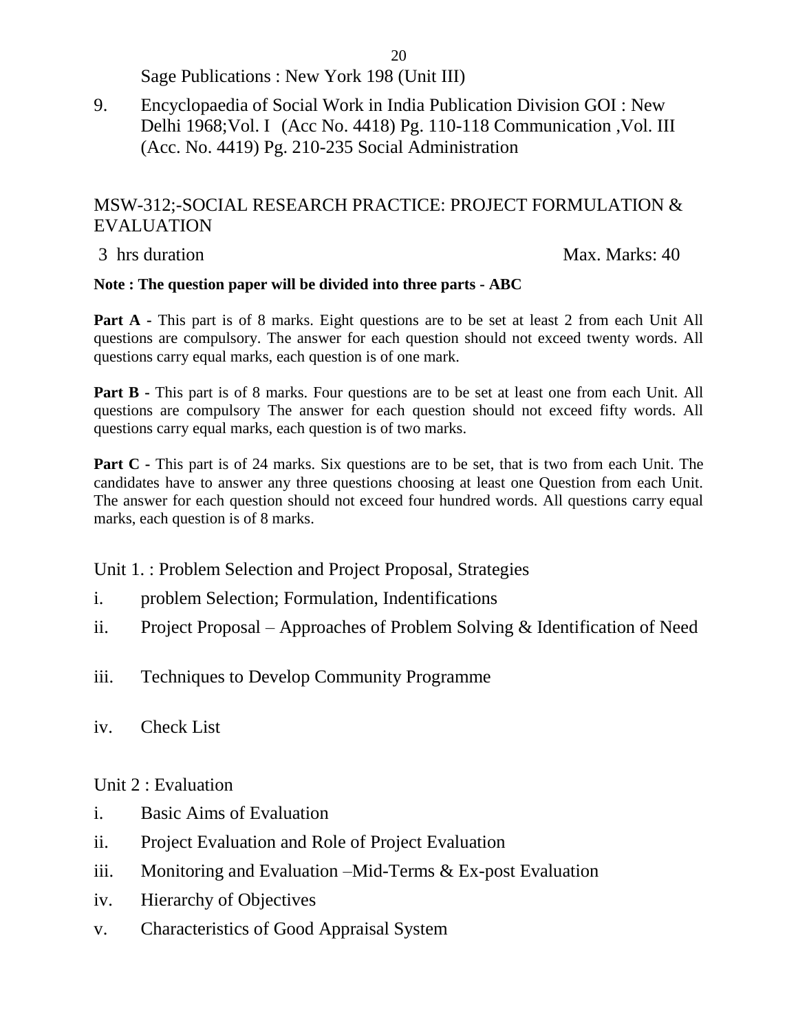Sage Publications : New York 198 (Unit III)

9. Encyclopaedia of Social Work in India Publication Division GOI : New Delhi 1968;Vol. I (Acc No. 4418) Pg. 110-118 Communication ,Vol. III (Acc. No. 4419) Pg. 210-235 Social Administration

## MSW-312;-SOCIAL RESEARCH PRACTICE: PROJECT FORMULATION & EVALUATION

3 hrs duration Max. Marks: 40

**Note : The question paper will be divided into three parts - ABC**

**Part A -** This part is of 8 marks. Eight questions are to be set at least 2 from each Unit All questions are compulsory. The answer for each question should not exceed twenty words. All questions carry equal marks, each question is of one mark.

**Part B -** This part is of 8 marks. Four questions are to be set at least one from each Unit. All questions are compulsory The answer for each question should not exceed fifty words. All questions carry equal marks, each question is of two marks.

**Part C -** This part is of 24 marks. Six questions are to be set, that is two from each Unit. The candidates have to answer any three questions choosing at least one Question from each Unit. The answer for each question should not exceed four hundred words. All questions carry equal marks, each question is of 8 marks.

Unit 1. : Problem Selection and Project Proposal, Strategies

i. problem Selection; Formulation, Indentifications
ii. Project Proposal – Approaches of Problem Solving & Identification of Need
iii. Techniques to Develop Community Programme
iv. Check List

Unit 2 : Evaluation

i. Basic Aims of Evaluation
ii. Project Evaluation and Role of Project Evaluation
iii. Monitoring and Evaluation –Mid-Terms & Ex-post Evaluation
iv. Hierarchy of Objectives
v. Characteristics of Good Appraisal System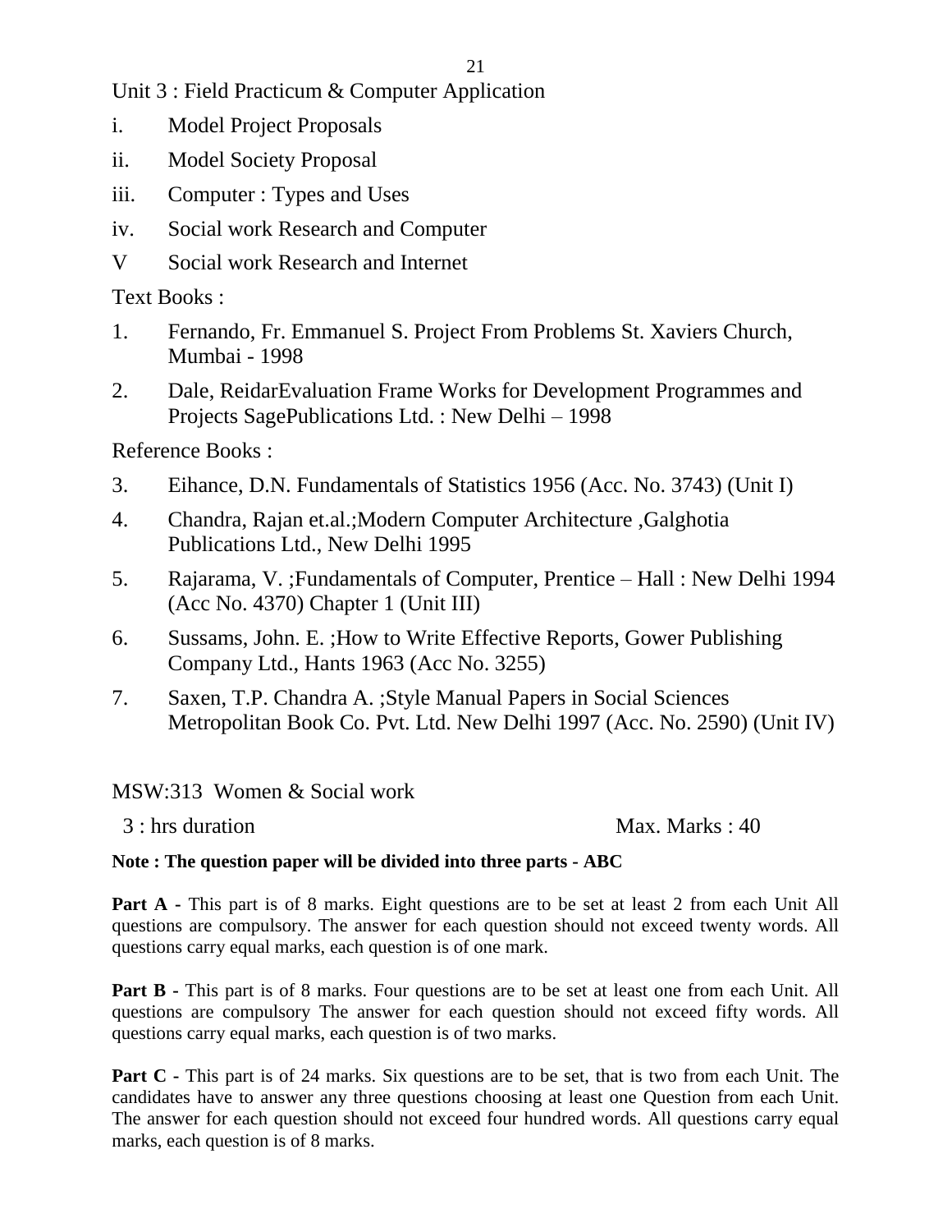Unit 3 : Field Practicum & Computer Application

i. Model Project Proposals

ii. Model Society Proposal

iii. Computer : Types and Uses

iv. Social work Research and Computer

V Social work Research and Internet

Text Books :

1. Fernando, Fr. Emmanuel S. Project From Problems St. Xaviers Church, Mumbai - 1998
2. Dale, ReidarEvaluation Frame Works for Development Programmes and Projects SagePublications Ltd. : New Delhi – 1998

Reference Books :

3. Eihance, D.N. Fundamentals of Statistics 1956 (Acc. No. 3743) (Unit I)
4. Chandra, Rajan et.al.;Modern Computer Architecture ,Galghotia Publications Ltd., New Delhi 1995
5. Rajarama, V. ;Fundamentals of Computer, Prentice – Hall : New Delhi 1994 (Acc No. 4370) Chapter 1 (Unit III)
6. Sussams, John. E. ;How to Write Effective Reports, Gower Publishing Company Ltd., Hants 1963 (Acc No. 3255)
7. Saxen, T.P. Chandra A. ;Style Manual Papers in Social Sciences Metropolitan Book Co. Pvt. Ltd. New Delhi 1997 (Acc. No. 2590) (Unit IV)

## MSW:313 Women & Social work

3 : hrs duration Max. Marks : 40

**Note : The question paper will be divided into three parts - ABC**

**Part A -** This part is of 8 marks. Eight questions are to be set at least 2 from each Unit All questions are compulsory. The answer for each question should not exceed twenty words. All questions carry equal marks, each question is of one mark.

**Part B -** This part is of 8 marks. Four questions are to be set at least one from each Unit. All questions are compulsory The answer for each question should not exceed fifty words. All questions carry equal marks, each question is of two marks.

**Part C -** This part is of 24 marks. Six questions are to be set, that is two from each Unit. The candidates have to answer any three questions choosing at least one Question from each Unit. The answer for each question should not exceed four hundred words. All questions carry equal marks, each question is of 8 marks.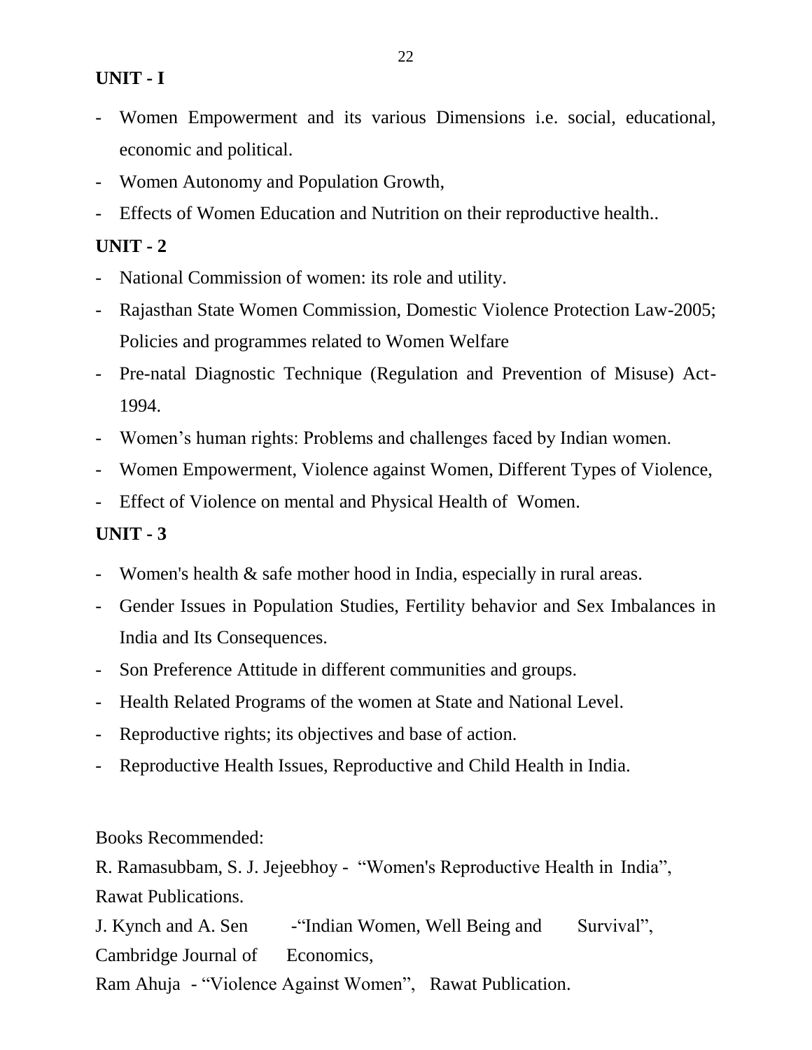**UNIT - I**

- Women Empowerment and its various Dimensions i.e. social, educational, economic and political.
- Women Autonomy and Population Growth,
- Effects of Women Education and Nutrition on their reproductive health..

**UNIT - 2**

- National Commission of women: its role and utility.
- Rajasthan State Women Commission, Domestic Violence Protection Law-2005; Policies and programmes related to Women Welfare
- Pre-natal Diagnostic Technique (Regulation and Prevention of Misuse) Act-1994.
- Women's human rights: Problems and challenges faced by Indian women.
- Women Empowerment, Violence against Women, Different Types of Violence,
- Effect of Violence on mental and Physical Health of Women.

**UNIT - 3**

- Women's health & safe mother hood in India, especially in rural areas.
- Gender Issues in Population Studies, Fertility behavior and Sex Imbalances in India and Its Consequences.
- Son Preference Attitude in different communities and groups.
- Health Related Programs of the women at State and National Level.
- Reproductive rights; its objectives and base of action.
- Reproductive Health Issues, Reproductive and Child Health in India.

Books Recommended:

R. Ramasubbam, S. J. Jejeebhoy - "Women's Reproductive Health in India", Rawat Publications.

J. Kynch and A. Sen -"Indian Women, Well Being and Survival", Cambridge Journal of Economics,

Ram Ahuja - "Violence Against Women", Rawat Publication.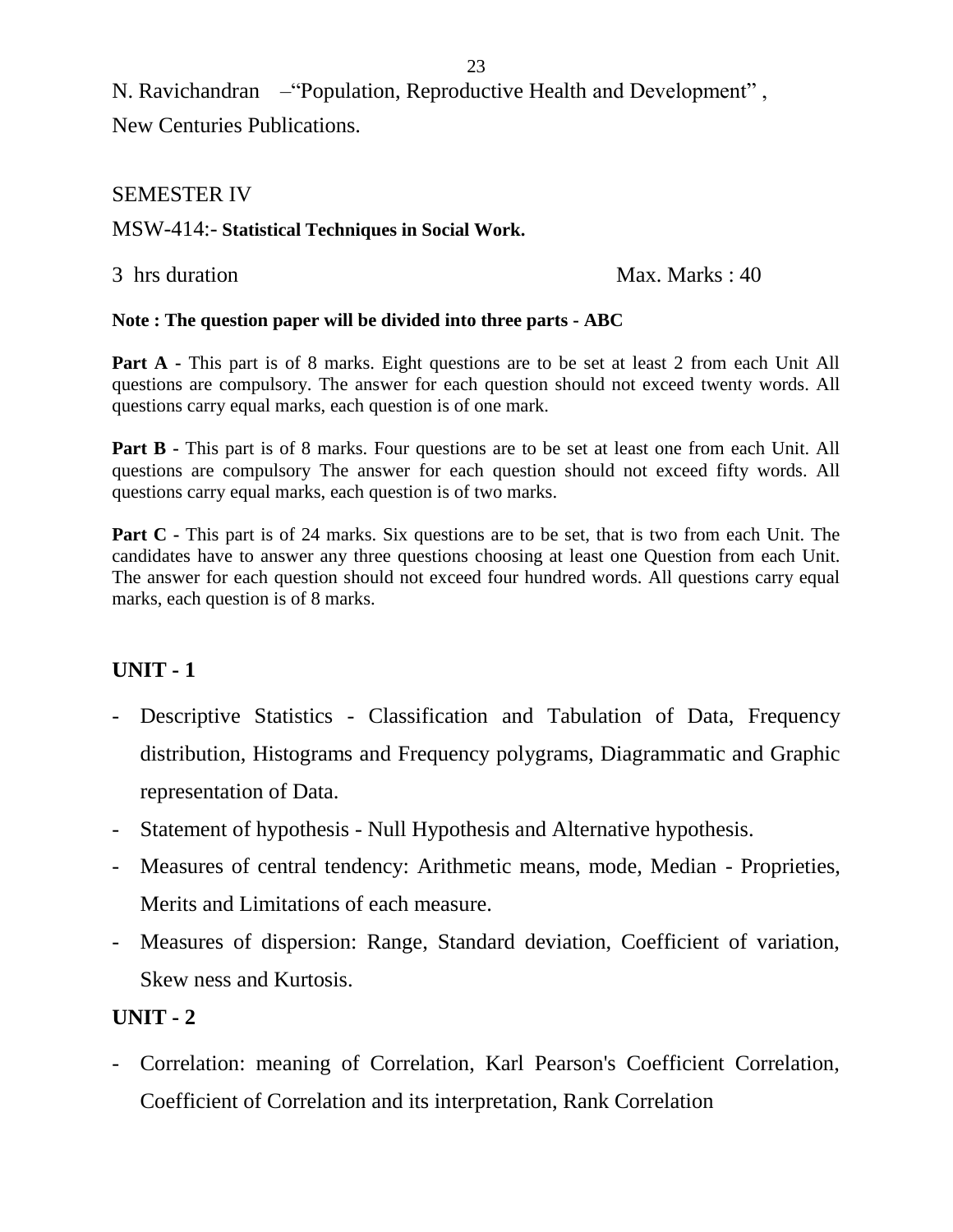N. Ravichandran –"Population, Reproductive Health and Development" ,

New Centuries Publications.

SEMESTER IV

MSW-414:- **Statistical Techniques in Social Work.**

3 hrs duration Max. Marks : 40

**Note : The question paper will be divided into three parts - ABC**

**Part A** - This part is of 8 marks. Eight questions are to be set at least 2 from each Unit All questions are compulsory. The answer for each question should not exceed twenty words. All questions carry equal marks, each question is of one mark.

**Part B** - This part is of 8 marks. Four questions are to be set at least one from each Unit. All questions are compulsory The answer for each question should not exceed fifty words. All questions carry equal marks, each question is of two marks.

**Part C** - This part is of 24 marks. Six questions are to be set, that is two from each Unit. The candidates have to answer any three questions choosing at least one Question from each Unit. The answer for each question should not exceed four hundred words. All questions carry equal marks, each question is of 8 marks.

## UNIT - 1

- Descriptive Statistics - Classification and Tabulation of Data, Frequency distribution, Histograms and Frequency polygrams, Diagrammatic and Graphic representation of Data.
- Statement of hypothesis - Null Hypothesis and Alternative hypothesis.
- Measures of central tendency: Arithmetic means, mode, Median - Proprieties, Merits and Limitations of each measure.
- Measures of dispersion: Range, Standard deviation, Coefficient of variation, Skew ness and Kurtosis.

## UNIT - 2

- Correlation: meaning of Correlation, Karl Pearson's Coefficient Correlation, Coefficient of Correlation and its interpretation, Rank Correlation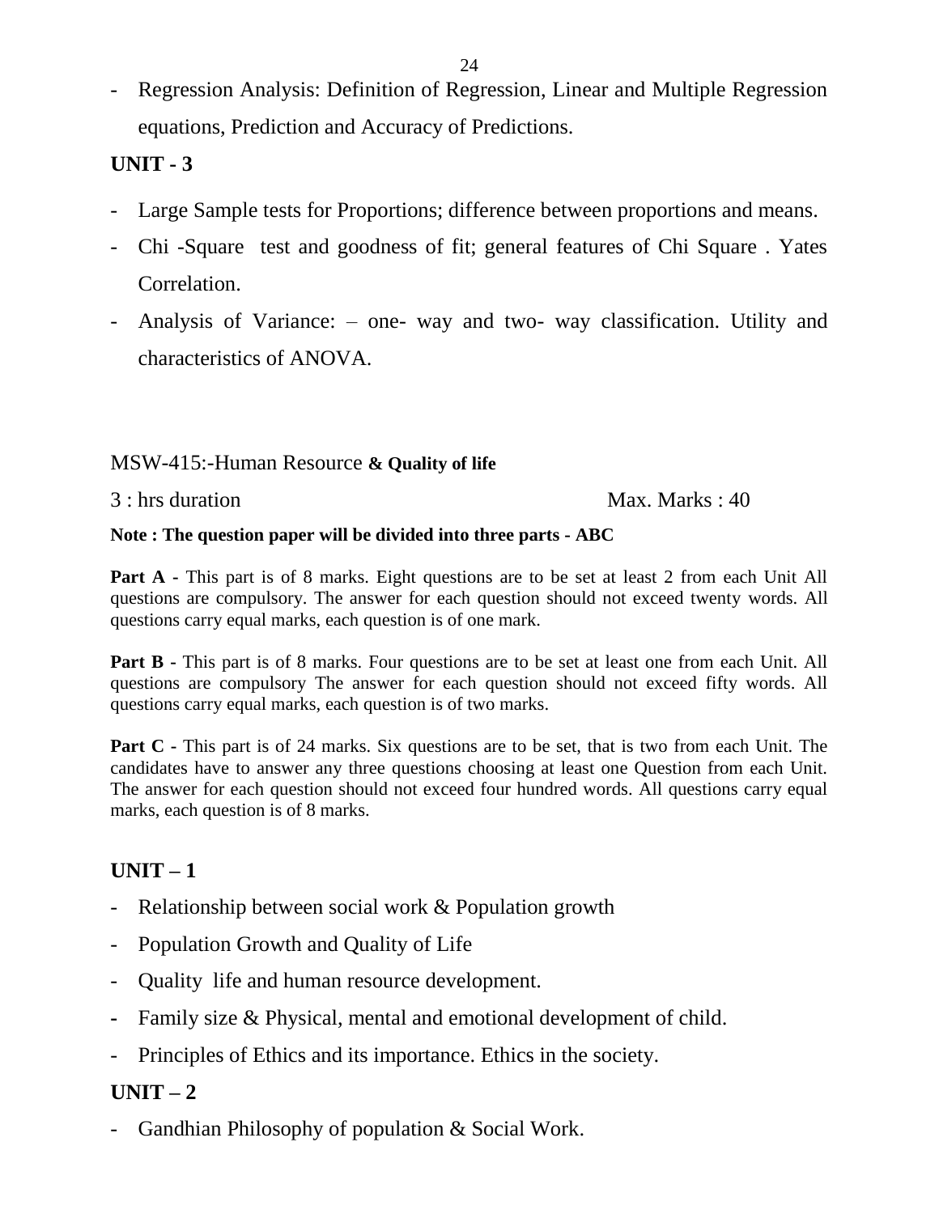- Regression Analysis: Definition of Regression, Linear and Multiple Regression equations, Prediction and Accuracy of Predictions.

**UNIT - 3**

- Large Sample tests for Proportions; difference between proportions and means.
- Chi -Square test and goodness of fit; general features of Chi Square . Yates Correlation.
- Analysis of Variance: – one- way and two- way classification. Utility and characteristics of ANOVA.

MSW-415:-Human Resource **& Quality of life**

3 : hrs duration Max. Marks : 40

**Note : The question paper will be divided into three parts - ABC**

**Part A -** This part is of 8 marks. Eight questions are to be set at least 2 from each Unit All questions are compulsory. The answer for each question should not exceed twenty words. All questions carry equal marks, each question is of one mark.

**Part B -** This part is of 8 marks. Four questions are to be set at least one from each Unit. All questions are compulsory The answer for each question should not exceed fifty words. All questions carry equal marks, each question is of two marks.

**Part C -** This part is of 24 marks. Six questions are to be set, that is two from each Unit. The candidates have to answer any three questions choosing at least one Question from each Unit. The answer for each question should not exceed four hundred words. All questions carry equal marks, each question is of 8 marks.

**UNIT – 1**

- Relationship between social work & Population growth
- Population Growth and Quality of Life
- Quality life and human resource development.
- Family size & Physical, mental and emotional development of child.
- Principles of Ethics and its importance. Ethics in the society.

**UNIT – 2**

- Gandhian Philosophy of population & Social Work.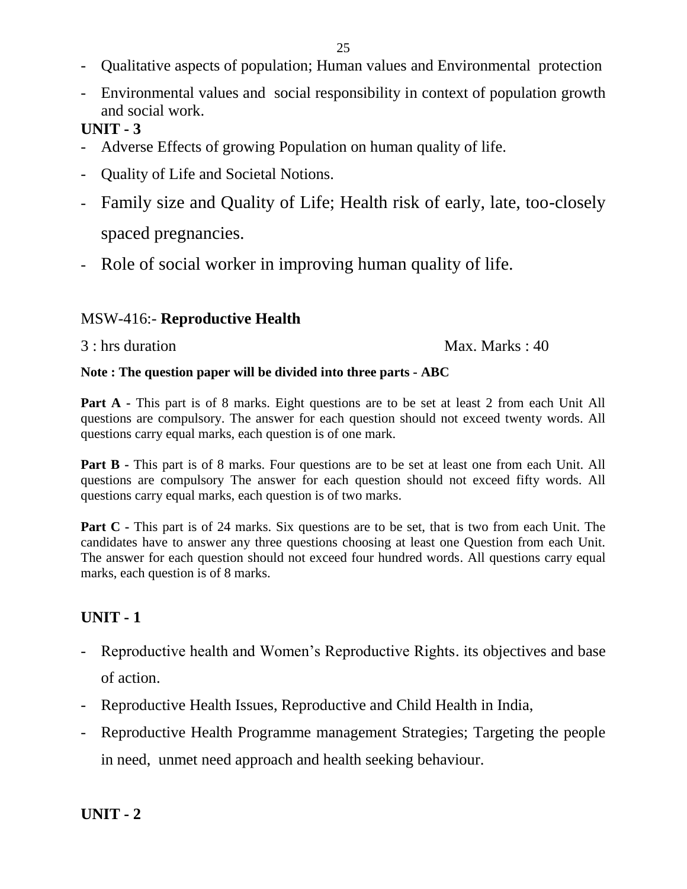- Qualitative aspects of population; Human values and Environmental protection
- Environmental values and social responsibility in context of population growth and social work.

**UNIT - 3**

- Adverse Effects of growing Population on human quality of life.
- Quality of Life and Societal Notions.
- Family size and Quality of Life; Health risk of early, late, too-closely spaced pregnancies.
- Role of social worker in improving human quality of life.

## MSW-416:- **Reproductive Health**

3 : hrs duration Max. Marks : 40

**Note : The question paper will be divided into three parts - ABC**

**Part A** - This part is of 8 marks. Eight questions are to be set at least 2 from each Unit All questions are compulsory. The answer for each question should not exceed twenty words. All questions carry equal marks, each question is of one mark.

**Part B** - This part is of 8 marks. Four questions are to be set at least one from each Unit. All questions are compulsory The answer for each question should not exceed fifty words. All questions carry equal marks, each question is of two marks.

**Part C** - This part is of 24 marks. Six questions are to be set, that is two from each Unit. The candidates have to answer any three questions choosing at least one Question from each Unit. The answer for each question should not exceed four hundred words. All questions carry equal marks, each question is of 8 marks.

**UNIT - 1**

- Reproductive health and Women's Reproductive Rights. its objectives and base of action.
- Reproductive Health Issues, Reproductive and Child Health in India,
- Reproductive Health Programme management Strategies; Targeting the people in need, unmet need approach and health seeking behaviour.

**UNIT - 2**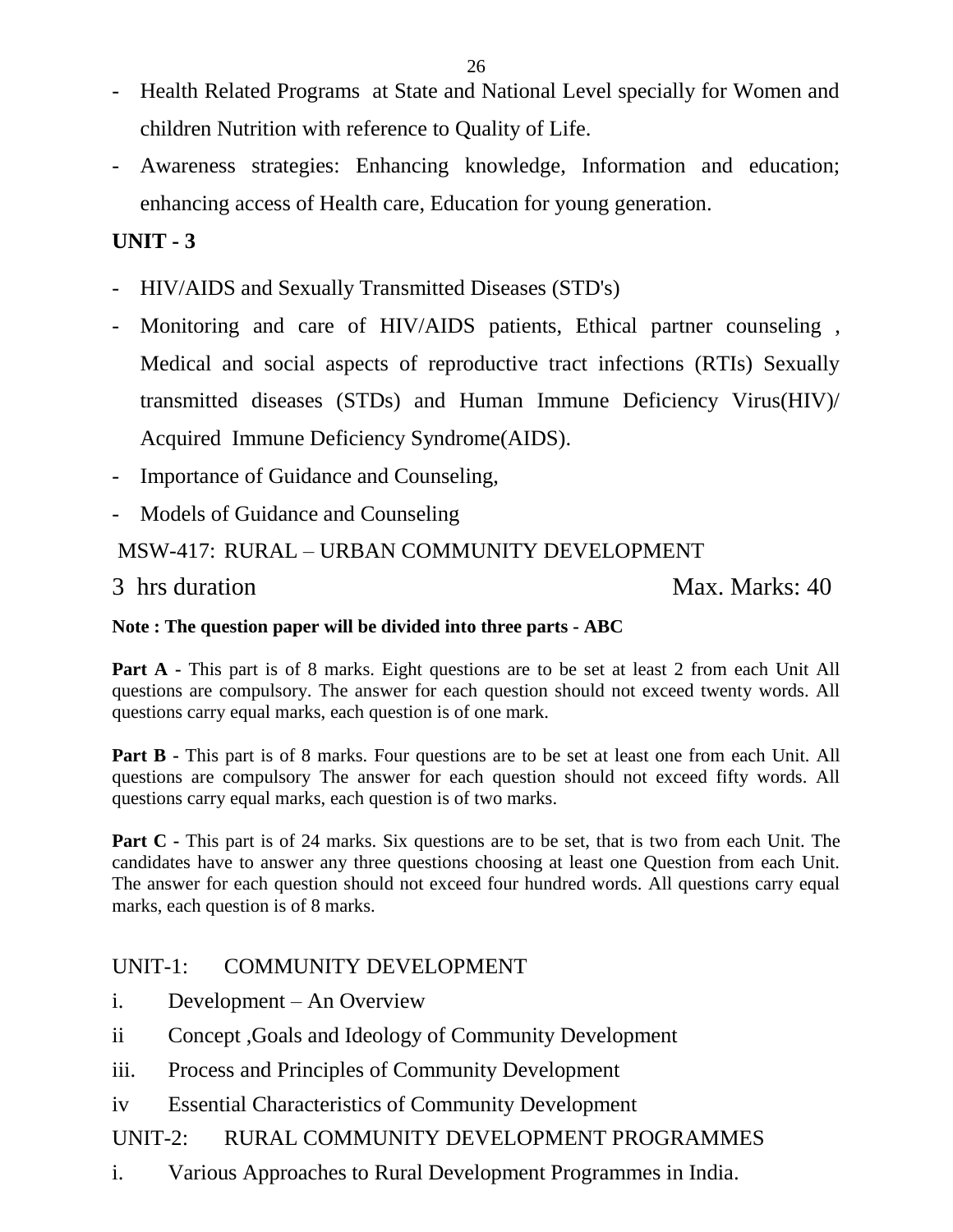- Health Related Programs at State and National Level specially for Women and children Nutrition with reference to Quality of Life.
- Awareness strategies: Enhancing knowledge, Information and education; enhancing access of Health care, Education for young generation.

**UNIT - 3**

- HIV/AIDS and Sexually Transmitted Diseases (STD's)
- Monitoring and care of HIV/AIDS patients, Ethical partner counseling , Medical and social aspects of reproductive tract infections (RTIs) Sexually transmitted diseases (STDs) and Human Immune Deficiency Virus(HIV)/ Acquired Immune Deficiency Syndrome(AIDS).
- Importance of Guidance and Counseling,
- Models of Guidance and Counseling

## MSW-417: RURAL – URBAN COMMUNITY DEVELOPMENT

3 hrs duration Max. Marks: 40

**Note : The question paper will be divided into three parts - ABC**

**Part A -** This part is of 8 marks. Eight questions are to be set at least 2 from each Unit All questions are compulsory. The answer for each question should not exceed twenty words. All questions carry equal marks, each question is of one mark.

**Part B -** This part is of 8 marks. Four questions are to be set at least one from each Unit. All questions are compulsory The answer for each question should not exceed fifty words. All questions carry equal marks, each question is of two marks.

**Part C -** This part is of 24 marks. Six questions are to be set, that is two from each Unit. The candidates have to answer any three questions choosing at least one Question from each Unit. The answer for each question should not exceed four hundred words. All questions carry equal marks, each question is of 8 marks.

UNIT-1: COMMUNITY DEVELOPMENT

i. Development – An Overview

ii Concept ,Goals and Ideology of Community Development

iii. Process and Principles of Community Development

iv Essential Characteristics of Community Development

UNIT-2: RURAL COMMUNITY DEVELOPMENT PROGRAMMES

i. Various Approaches to Rural Development Programmes in India.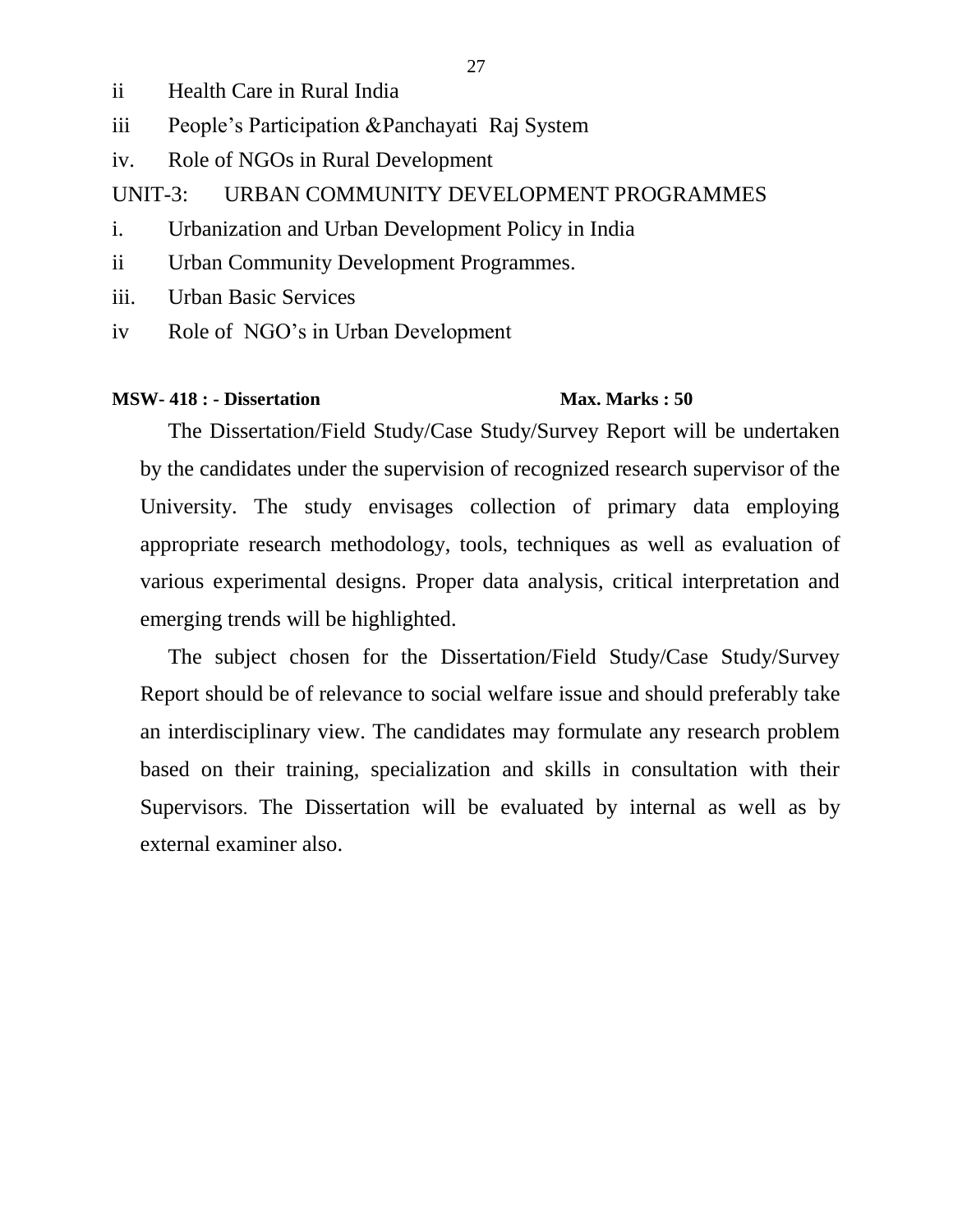ii Health Care in Rural India

iii People's Participation &Panchayati Raj System

iv. Role of NGOs in Rural Development

UNIT-3: URBAN COMMUNITY DEVELOPMENT PROGRAMMES

i. Urbanization and Urban Development Policy in India

ii Urban Community Development Programmes.

iii. Urban Basic Services

iv Role of NGO's in Urban Development

**MSW- 418 : - Dissertation** **Max. Marks : 50**

The Dissertation/Field Study/Case Study/Survey Report will be undertaken by the candidates under the supervision of recognized research supervisor of the University. The study envisages collection of primary data employing appropriate research methodology, tools, techniques as well as evaluation of various experimental designs. Proper data analysis, critical interpretation and emerging trends will be highlighted.

The subject chosen for the Dissertation/Field Study/Case Study/Survey Report should be of relevance to social welfare issue and should preferably take an interdisciplinary view. The candidates may formulate any research problem based on their training, specialization and skills in consultation with their Supervisors. The Dissertation will be evaluated by internal as well as by external examiner also.